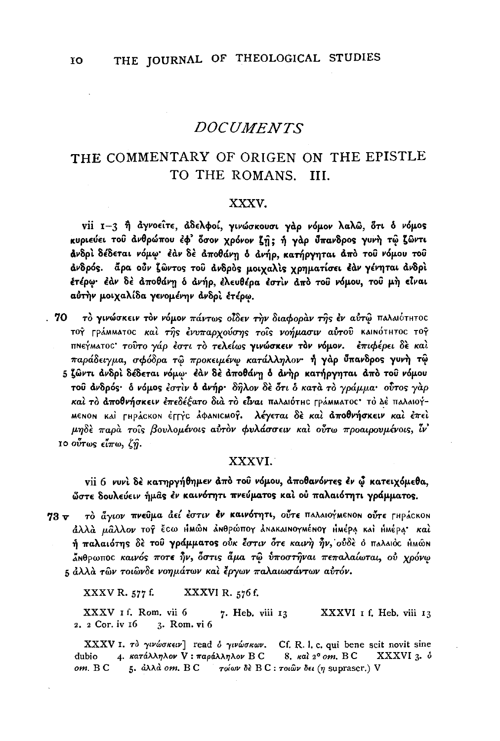# DOCUMENTS

## THE COMMENTARY OF ORIGEN ON THE EPISTLE TO THE ROMANS. III.

### XXXV.

**vii 1–3 ἢ ἀγνοεῖτε, ἀδελφοί, γινώσκουσι γὰρ νόμον λαλῶ, ὅτι ὁ νόμος κυριεύει τοῦ ἀνθρώπου ἐφ' ὅσον χρόνον ζῇ; ἡ γὰρ ὕπανδρος γυνὴ τῷ ζῶντι ἀνδρὶ δέδεται νόμῳ· ἐὰν δὲ ἀποθάνῃ ὁ ἀνήρ, κατήργηται ἀπὸ τοῦ νόμου τοῦ ἀνδρός. ἄρα οὖν ζῶντος τοῦ ἀνδρὸς μοιχαλὶς χρηματίσει ἐὰν γένηται ἀνδρὶ ἑτέρῳ· ἐὰν δὲ ἀποθάνῃ ὁ ἀνήρ, ἐλευθέρα ἐστὶν ἀπὸ τοῦ νόμου, τοῦ μὴ εἶναι αὐτὴν μοιχαλίδα γενομένην ἀνδρὶ ἑτέρῳ.**

. **70** *τὸ γινώσκειν τὸν νόμον πάντως οἶδεν τὴν διαφορὰν τῆς ἐν αὐτῷ* ΠΑΛΑΙΌΤΗΤΟϹ ΤΟΥ͂ ΓΡΆΜΜΑΤΟϹ *καὶ τῆς ἐνυπαρχούσης τοῖς νοήμασιν αὐτοῦ* ΚΑΙΝΌΤΗΤΟϹ ΤΟΥ͂ ΠΝΕΎΜΑΤΟϹ· *τοῦτο γάρ ἐστι τὸ τελείως* **γινώσκειν τὸν νόμον**. *ἐπιφέρει δὲ καὶ παράδειγμα, σφόδρα τῷ προκειμένῳ κατάλληλον·* **ἡ γὰρ ὕπανδρος γυνὴ τῷ** 5 **ζῶντι ἀνδρὶ δέδεται νόμῳ· ἐὰν δὲ ἀποθάνῃ ὁ ἀνὴρ κατήργηται ἀπὸ τοῦ νόμου τοῦ ἀνδρός·** *ὁ νόμος ἐστὶν* **ὁ ἀνήρ·** *δῆλον δὲ ὅτι ὁ κατὰ τὸ γράμμα· οὗτος γὰρ καὶ τὸ* **ἀποθνήσκειν** *ἐπεδέξατο διὰ τὸ εἶναι* ΠΑΛΑΙΌΤΗϹ ΓΡΆΜΜΑΤΟϹ· ΤῸ ΔῈ ΠΑΛΑΙΟΎΜΕΝΟΝ ΚΑῚ ΓΗΡΆϹΚΟΝ ἘΓΓῪϹ ἈΦΑΝΙϹΜΟΥ͂. *λέγεται δὲ καὶ* **ἀποθνήσκειν** *καὶ ἐπεὶ μηδὲ παρὰ τοῖς βουλομένοις αὐτὸν φυλάσσειν καὶ οὕτω προαιρουμένοις, ἵν'* 10 *οὕτως εἴπω,* **ζῇ**.

### XXXVI.

**vii 6 νυνὶ δὲ κατηργήθημεν ἀπὸ τοῦ νόμου, ἀποθανόντες ἐν ᾧ κατειχόμεθα, ὥστε δουλεύειν ἡμᾶς ἐν καινότητι πνεύματος καὶ οὐ παλαιότητι γράμματος.**

**73 v** *τὸ ἅγιον πνεῦμα ἀεί ἐστιν* **ἐν καινότητι**, *οὔτε* ΠΑΛΑΙΟΎΜΕΝΟΝ *οὔτε* ΓΗΡΆϹΚΟΝ *ἀλλὰ μᾶλλον* ΤΟΥ͂ ἜϹΩ ἩΜΩ͂Ν ἈΝΘΡΏΠΟΥ ἈΝΑΚΑΙΝΟΥΜΈΝΟΥ ἩΜΈΡᾼ ΚΑῚ ἩΜΈΡᾼ· *καὶ ἡ παλαιότης δὲ* **τοῦ γράμματος** *οὐκ ἔστιν ὅτε καινὴ ἦν, οὐδὲ ὁ* ΠΑΛΑΙῸϹ ἩΜΩ͂Ν ἌΝΘΡΩΠΟϹ *καινός ποτε ἦν, ὅστις ἅμα τῷ ὑποστῆναι πεπαλαίωται, οὐ χρόνῳ* 5 *ἀλλὰ τῶν τοιῶνδε νοημάτων καὶ ἔργων παλαιωσάντων αὐτόν.*

XXXV R. 577 f. XXXVI R. 576 f.

XXXV 1 f. Rom. vii 6 7. Heb. viii 13 XXXVI 1 f. Heb. viii 13
2. 2 Cor. iv 16 3. Rom. vi 6

XXXV 1. *τὸ γινώσκειν*] read *ὁ γινώσκων*. Cf. R. l. c. qui bene scit novit sine dubio 4. *κατάλληλον* V : *παράλληλον* B C 8. *καὶ* 2° *om.* B C XXXVI 3. *ὁ om.* B C 5. *ἀλλὰ om.* B C *τοίων δὲ* B C : *τοιῶν δει* (*η* suprascr.) V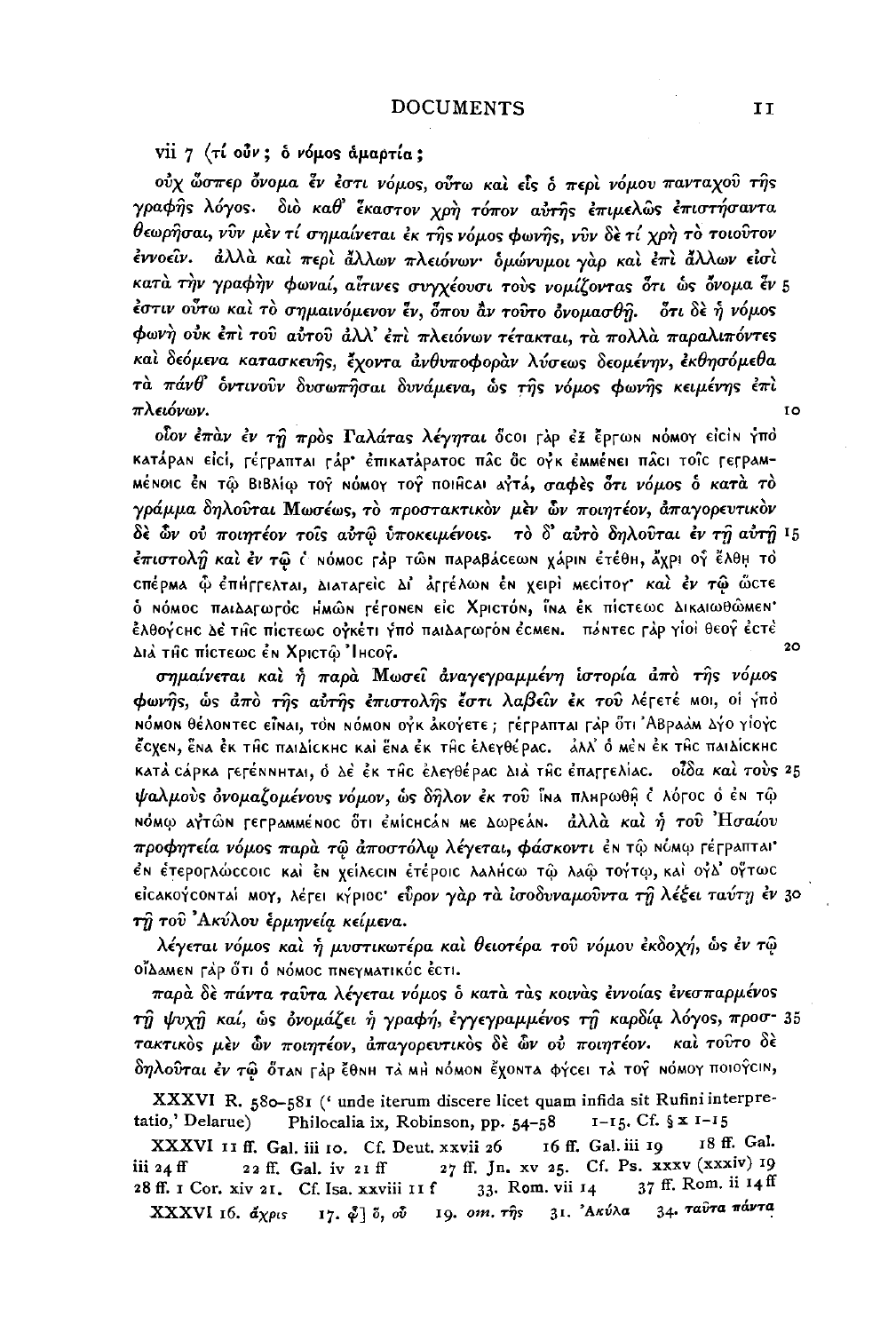vii 7 (τί οὖν; ὁ νόμος ἁμαρτία;

οὐχ ὥσπερ ὄνομα ἕν ἐστι νόμος, οὕτω καὶ εἷς ὁ περὶ νόμου πανταχοῦ τῆς γραφῆς λόγος. διὸ καθ' ἕκαστον χρὴ τόπον αὐτῆς ἐπιμελῶς ἐπιστήσαντα θεωρῆσαι, νῦν μὲν τί σημαίνεται ἐκ τῆς νόμος φωνῆς, νῦν δὲ τί χρὴ τὸ τοιοῦτον ἐννοεῖν. ἀλλὰ καὶ περὶ ἄλλων πλειόνων· ὁμώνυμοι γὰρ καὶ ἐπὶ ἄλλων εἰσὶ κατὰ τὴν γραφὴν φωναί, αἵτινες συγχέουσι τοὺς νομίζοντας ὅτι ὡς ὄνομα ἕν 5 ἐστιν οὕτω καὶ τὸ σημαινόμενον ἕν, ὅπου ἂν τοῦτο ὀνομασθῇ. ὅτι δὲ ἡ νόμος φωνὴ οὐκ ἐπὶ τοῦ αὐτοῦ ἀλλ' ἐπὶ πλειόνων τέτακται, τὰ πολλὰ παραλιπόντες καὶ δεόμενα κατασκευῆς, ἔχοντα ἀνθυποφορὰν λύσεως δεομένην, ἐκθησόμεθα τὰ πάνθ' ὁντινοῦν δυσωπῆσαι δυνάμενα, ὡς τῆς νόμος φωνῆς κειμένης ἐπὶ πλειόνων. 10

οἷον ἐπὰν ἐν τῇ πρὸς Γαλάτας λέγηται ὅσοι γὰρ ἐξ ἔργων νόμου εἰσὶν ὑπὸ κατάραν εἰσί, γέγραπται γάρ· ἐπικατάρατος πᾶς ὃς οὐκ ἐμμένει πᾶσι τοῖς γεγραμμένοις ἐν τῷ βιβλίῳ τοῦ νόμου τοῦ ποιῆσαι αὐτά, σαφὲς ὅτι νόμος ὁ κατὰ τὸ γράμμα δηλοῦται Μωσέως, τὸ προστακτικὸν μὲν ὧν ποιητέον, ἀπαγορευτικὸν δὲ ὧν οὐ ποιητέον τοῖς αὐτῷ ὑποκειμένοις. τὸ δ' αὐτὸ δηλοῦται ἐν τῇ αὐτῇ 15 ἐπιστολῇ καὶ ἐν τῷ ὁ νόμος γὰρ τῶν παραβάσεων χάριν ἐτέθη, ἄχρι οὗ ἔλθῃ τὸ σπέρμα ᾧ ἐπήγγελται, διαταγεὶς δι' ἀγγέλων ἐν χειρὶ μεσίτου· καὶ ἐν τῷ ὥστε ὁ νόμος παιδαγωγὸς ἡμῶν γέγονεν εἰς Χριστόν, ἵνα ἐκ πίστεως δικαιωθῶμεν· ἐλθούσης δὲ τῆς πίστεως οὐκέτι ὑπὸ παιδαγωγόν ἐσμεν. πάντες γὰρ υἱοὶ θεοῦ ἐστὲ διὰ τῆς πίστεως ἐν Χριστῷ Ἰησοῦ. 20

σημαίνεται καὶ ἡ παρὰ Μωσεῖ ἀναγεγραμμένη ἱστορία ἀπὸ τῆς νόμος φωνῆς, ὡς ἀπὸ τῆς αὐτῆς ἐπιστολῆς ἔστι λαβεῖν ἐκ τοῦ λέγετέ μοι, οἱ ὑπὸ νόμον θέλοντες εἶναι, τὸν νόμον οὐκ ἀκούετε; γέγραπται γὰρ ὅτι Ἀβραὰμ δύο υἱοὺς ἔσχεν, ἕνα ἐκ τῆς παιδίσκης καὶ ἕνα ἐκ τῆς ἐλευθέρας. ἀλλ' ὁ μὲν ἐκ τῆς παιδίσκης κατὰ σάρκα γεγέννηται, ὁ δὲ ἐκ τῆς ἐλευθέρας διὰ τῆς ἐπαγγελίας. οἶδα καὶ τοὺς 25 ψαλμοὺς ὀνομαζομένους νόμον, ὡς δῆλον ἐκ τοῦ ἵνα πληρωθῇ ὁ λόγος ὁ ἐν τῷ νόμῳ αὐτῶν γεγραμμένος ὅτι ἐμίσησάν με δωρεάν. ἀλλὰ καὶ ἡ τοῦ Ἡσαΐου προφητεία νόμος παρὰ τῷ ἀποστόλῳ λέγεται, φάσκοντι ἐν τῷ νόμῳ γέγραπται· ἐν ἑτερογλώσσοις καὶ ἐν χείλεσιν ἑτέροις λαλήσω τῷ λαῷ τούτῳ, καὶ οὐδ' οὕτως εἰσακούσονταί μου, λέγει κύριος· εὗρον γὰρ τὰ ἰσοδυναμοῦντα τῇ λέξει ταύτῃ ἐν 30 τῇ τοῦ Ἀκύλου ἑρμηνείᾳ κείμενα.

λέγεται νόμος καὶ ἡ μυστικωτέρα καὶ θειοτέρα τοῦ νόμου ἐκδοχή, ὡς ἐν τῷ οἴδαμεν γὰρ ὅτι ὁ νόμος πνευματικός ἐστι.

παρὰ δὲ πάντα ταῦτα λέγεται νόμος ὁ κατὰ τὰς κοινὰς ἐννοίας ἐνεσπαρμένος τῇ ψυχῇ καί, ὡς ὀνομάζει ἡ γραφή, ἐγγεγραμμένος τῇ καρδίᾳ λόγος, προσ- 35 τακτικὸς μὲν ὧν ποιητέον, ἀπαγορευτικὸς δὲ ὧν οὐ ποιητέον. καὶ τοῦτο δὲ δηλοῦται ἐν τῷ ὅταν γὰρ ἔθνη τὰ μὴ νόμον ἔχοντα φύσει τὰ τοῦ νόμου ποιοῦσιν,

XXXVI R. 580–581 (' unde iterum discere licet quam infida sit Rufini interpretatio,' Delarue) Philocalia ix, Robinson, pp. 54–58 1–15. Cf. § x 1–15

XXXVI 11 ff. Gal. iii 10. Cf. Deut. xxvii 26 16 ff. Gal. iii 19 18 ff. Gal. iii 24 ff 22 ff. Gal. iv 21 ff 27 ff. Jn. xv 25. Cf. Ps. xxxv (xxxiv) 19 28 ff. 1 Cor. xiv 21. Cf. Isa. xxviii 11 f 33. Rom. vii 14 37 ff. Rom. ii 14 ff

XXXVI 16. ἄχρις 17. ᾧ] ὃ, οὗ 19. *om.* τῆς 31. Ἀκύλα 34. ταῦτα πάντα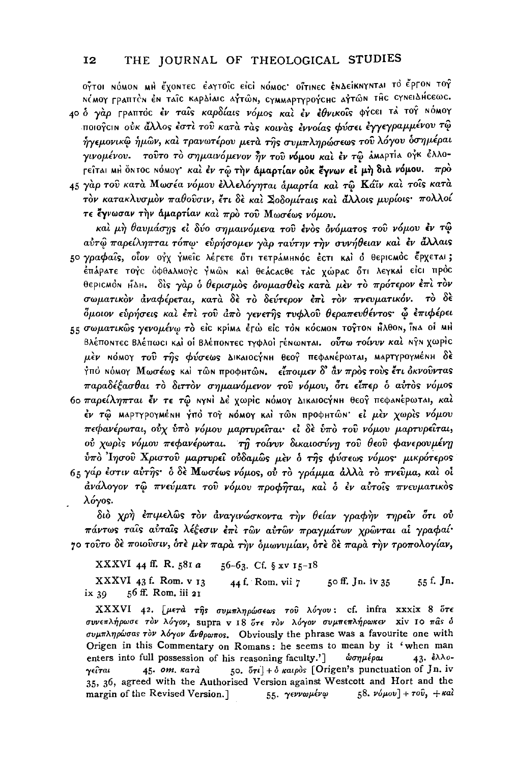οὗτοι νόμον μὴ ἔχοντες ἑαυτοῖς εἰσὶ νόμος· οἵτινες ἐνδείκνυνται τὸ ἔργον τοῦ νόμου γραπτὸν ἐν ταῖς καρδίαις αὐτῶν, συμμαρτυρούσης αὐτῶν τῆς συνειδήσεως.
40 ὁ γὰρ γραπτὸς ἐν ταῖς καρδίαις νόμος καὶ ἐν ἐθνικοῖς φύσει τὰ τοῦ νόμου ποιοῦσιν οὐκ ἄλλος ἐστὶ τοῦ κατὰ τὰς κοινὰς ἐννοίας φύσει ἐγγεγραμμένου τῷ ἡγεμονικῷ ἡμῶν, καὶ τρανωτέρου μετὰ τῆς συμπληρώσεως τοῦ λόγου ὁσημέραι γινομένου. τοῦτο τὸ σημαινόμενον ἦν τοῦ **νόμου** καὶ ἐν τῷ ἁμαρτία οὐκ ἐλλογεῖται μὴ ὄντος νόμου· καὶ ἐν τῷ τὴν ἁμαρτίαν οὐκ ἔγνων εἰ μὴ διὰ **νόμου**. πρὸ
45 γὰρ τοῦ κατὰ Μωσέα νόμου ἐλλελόγηται ἁμαρτία καὶ τῷ Κάϊν καὶ τοῖς κατὰ τὸν κατακλυσμὸν παθοῦσιν, ἔτι δὲ καὶ Σοδομίταις καὶ ἄλλοις μυρίοις· πολλοί τε ἔγνωσαν τὴν ἁμαρτίαν καὶ πρὸ τοῦ Μωσέως νόμου.

καὶ μὴ θαυμάσῃς εἰ δύο σημαινόμενα τοῦ ἑνὸς ὀνόματος τοῦ νόμου ἐν τῷ αὐτῷ παρείληπται τόπῳ· εὑρήσομεν γὰρ ταύτην τὴν συνήθειαν καὶ ἐν ἄλλαις
50 γραφαῖς, οἷον οὐχ ὑμεῖς λέγετε ὅτι τετράμηνός ἐστι καὶ ὁ θερισμὸς ἔρχεται; ἐπάρατε τοὺς ὀφθαλμοὺς ὑμῶν καὶ θεάσασθε τὰς χώρας ὅτι λευκαί εἰσι πρὸς θερισμὸν ἤδη. δὶς γὰρ ὁ θερισμὸς ὀνομασθεὶς κατὰ μὲν τὸ πρότερον ἐπὶ τὸν σωματικὸν ἀναφέρεται, κατὰ δὲ τὸ δεύτερον ἐπὶ τὸν πνευματικόν. τὸ δὲ ὅμοιον εὑρήσεις καὶ ἐπὶ τοῦ ἀπὸ γενετῆς τυφλοῦ θεραπευθέντος· ᾧ ἐπιφέρει
55 σωματικῶς γενομένῳ τὸ εἰς κρίμα ἐγὼ εἰς τὸν κόσμον τοῦτον ἦλθον, ἵνα οἱ μὴ βλέποντες βλέπωσι καὶ οἱ βλέποντες τυφλοὶ γένωνται. οὕτω τοίνυν καὶ νῦν χωρὶς μὲν νόμου τοῦ τῆς φύσεως δικαιοσύνη θεοῦ πεφανέρωται, μαρτυρουμένη δὲ ὑπὸ νόμου Μωσέως καὶ τῶν προφητῶν. εἴποιμεν δ' ἂν πρὸς τοὺς ἔτι ὀκνοῦντας παραδέξασθαι τὸ διττὸν σημαινόμενον τοῦ νόμου, ὅτι εἴπερ ὁ αὐτὸς νόμος
60 παρείληπται ἔν τε τῷ νυνὶ δὲ χωρὶς νόμου δικαιοσύνη θεοῦ πεφανέρωται, καὶ ἐν τῷ μαρτυρουμένη ὑπὸ τοῦ νόμου καὶ τῶν προφητῶν· εἰ μὲν χωρὶς νόμου πεφανέρωται, οὐχ ὑπὸ νόμου μαρτυρεῖται· εἰ δὲ ὑπὸ τοῦ νόμου μαρτυρεῖται, οὐ χωρὶς νόμου πεφανέρωται. τῇ τοίνυν δικαιοσύνῃ τοῦ θεοῦ φανερουμένῃ ὑπὸ Ἰησοῦ Χριστοῦ μαρτυρεῖ οὐδαμῶς μὲν ὁ τῆς φύσεως νόμος· μικρότερος
65 γάρ ἐστιν αὐτῆς· ὁ δὲ Μωσέως νόμος, οὐ τὸ γράμμα ἀλλὰ τὸ πνεῦμα, καὶ οἱ ἀνάλογον τῷ πνεύματι τοῦ νόμου προφῆται, καὶ ὁ ἐν αὐτοῖς πνευματικὸς λόγος.

διὸ χρὴ ἐπιμελῶς τὸν ἀναγινώσκοντα τὴν θείαν γραφὴν τηρεῖν ὅτι οὐ πάντως ταῖς αὐταῖς λέξεσιν ἐπὶ τῶν αὐτῶν πραγμάτων χρῶνται αἱ γραφαί·
70 τοῦτο δὲ ποιοῦσιν, ὁτὲ μὲν παρὰ τὴν ὁμωνυμίαν, ὁτὲ δὲ παρὰ τὴν τροπολογίαν,

XXXVI 44 ff. R. 581 *a* 56–63. Cf. § xv 15–18

XXXVI 43 f. Rom. v 13 44 f. Rom. vii 7 50 ff. Jn. iv 35 55 f. Jn. ix 39 56 ff. Rom. iii 21

XXXVI 42. [μετὰ τῆς συμπληρώσεως τοῦ λόγου: cf. infra xxxix 8 ὅτε συνεπλήρωσε τὸν λόγον, supra v 18 ὅτε τὸν λόγον συμπεπλήρωκεν xiv 10 πᾶς ὁ συμπληρώσας τὸν λόγον ἄνθρωπος. Obviously the phrase was a favourite one with Origen in this Commentary on Romans: he seems to mean by it 'when man enters into full possession of his reasoning faculty.'] ὡσημέραι 43. ἐλλογεῖται 45. *om.* κατὰ 50. ὅτι] + ὁ καιρὸς [Origen's punctuation of Jn. iv 35, 36, agreed with the Authorised Version against Westcott and Hort and the margin of the Revised Version.] 55. γεννωμένῳ 58. νόμου] + τοῦ, + καὶ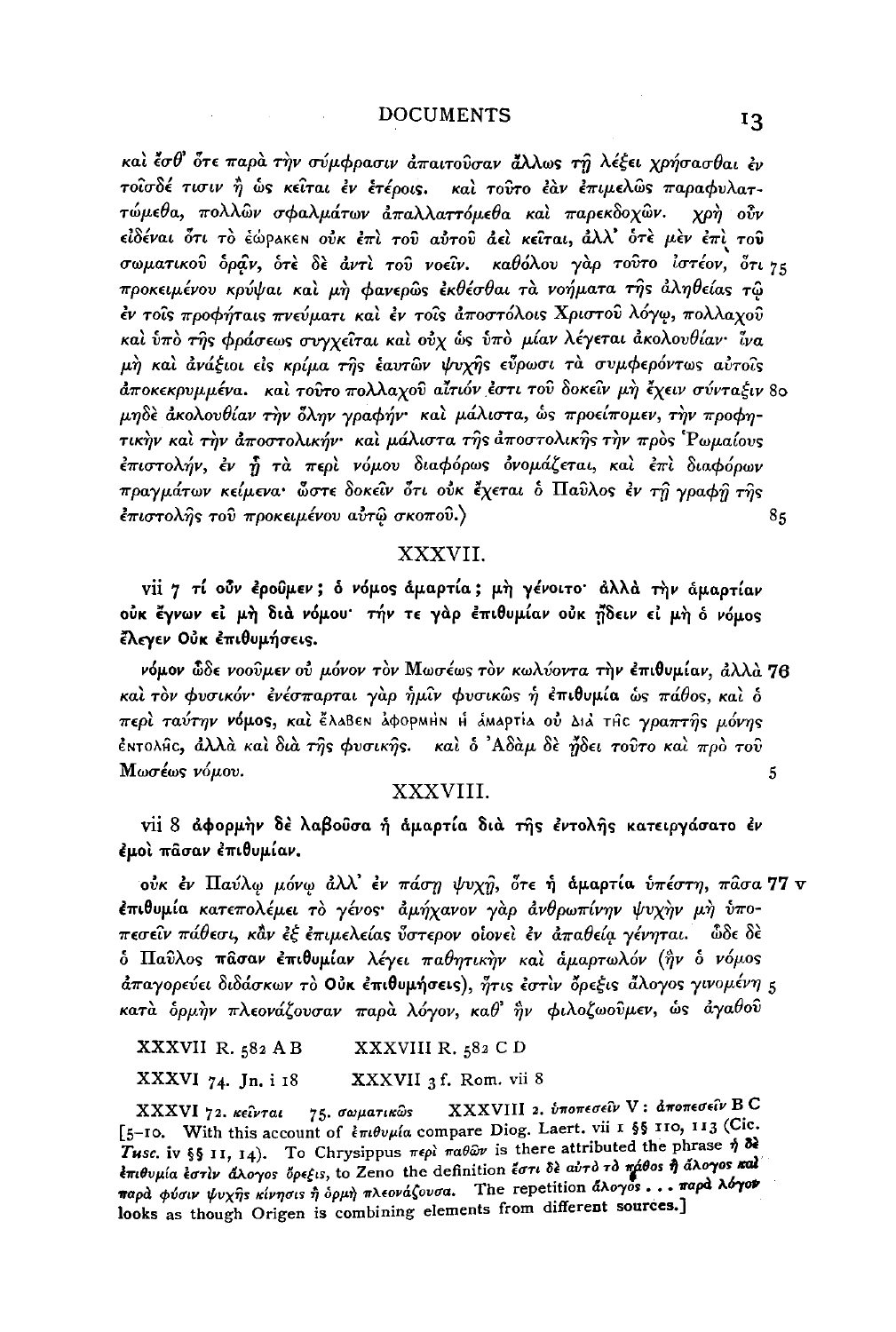καὶ ἔσθ' ὅτε παρὰ τὴν σύμφρασιν ἀπαιτοῦσαν ἄλλως τῇ λέξει χρήσασθαι ἐν τοῖσδέ τισιν ἢ ὡς κεῖται ἐν ἑτέροις. καὶ τοῦτο ἐὰν ἐπιμελῶς παραφυλαττώμεθα, πολλῶν σφαλμάτων ἀπαλλαττόμεθα καὶ παρεκδοχῶν. χρὴ οὖν εἰδέναι ὅτι τὸ ἑώρακεν οὐκ ἐπὶ τοῦ αὐτοῦ ἀεὶ κεῖται, ἀλλ' ὁτὲ μὲν ἐπὶ τοῦ σωματικοῦ ὁρᾶν, ὁτὲ δὲ ἀντὶ τοῦ νοεῖν. καθόλου γὰρ τοῦτο ἰστέον, ὅτι 75 προκειμένου κρύψαι καὶ μὴ φανερῶς ἐκθέσθαι τὰ νοήματα τῆς ἀληθείας τῷ ἐν τοῖς προφήταις πνεύματι καὶ ἐν τοῖς ἀποστόλοις Χριστοῦ λόγῳ, πολλαχοῦ καὶ ὑπὸ τῆς φράσεως συγχεῖται καὶ οὐχ ὡς ὑπὸ μίαν λέγεται ἀκολουθίαν· ἵνα μὴ καὶ ἀνάξιοι εἰς κρίμα τῆς ἑαυτῶν ψυχῆς εὕρωσι τὰ συμφερόντως αὐτοῖς ἀποκεκρυμμένα. καὶ τοῦτο πολλαχοῦ αἴτιόν ἐστι τοῦ δοκεῖν μὴ ἔχειν σύνταξιν 80 μηδὲ ἀκολουθίαν τὴν ὅλην γραφήν· καὶ μάλιστα, ὡς προείπομεν, τὴν προφητικὴν καὶ τὴν ἀποστολικήν· καὶ μάλιστα τῆς ἀποστολικῆς τὴν πρὸς Ῥωμαίους ἐπιστολήν, ἐν ᾗ τὰ περὶ νόμου διαφόρως ὀνομάζεται, καὶ ἐπὶ διαφόρων πραγμάτων κείμενα· ὥστε δοκεῖν ὅτι οὐκ ἔχεται ὁ Παῦλος ἐν τῇ γραφῇ τῆς ἐπιστολῆς τοῦ προκειμένου αὐτῷ σκοποῦ.) 85

## XXXVII.

**vii 7 τί οὖν ἐροῦμεν; ὁ νόμος ἁμαρτία; μὴ γένοιτο· ἀλλὰ τὴν ἁμαρτίαν οὐκ ἔγνων εἰ μὴ διὰ νόμου· τήν τε γὰρ ἐπιθυμίαν οὐκ ᾔδειν εἰ μὴ ὁ νόμος ἔλεγεν Οὐκ ἐπιθυμήσεις.**

νόμον ὧδε νοοῦμεν οὐ μόνον τὸν Μωσέως τὸν κωλύοντα τὴν ἐπιθυμίαν, ἀλλὰ **76** καὶ τὸν φυσικόν· ἐνέσπαρται γὰρ ἡμῖν φυσικῶς ἡ ἐπιθυμία ὡς πάθος, καὶ ὁ περὶ ταύτην νόμος, καὶ ἔλαβεν ἀφορμὴν ἡ ἁμαρτία οὐ διὰ τῆς γραπτῆς μόνης ἐντολῆς, ἀλλὰ καὶ διὰ τῆς φυσικῆς. καὶ ὁ Ἀδὰμ δὲ ᾔδει τοῦτο καὶ πρὸ τοῦ Μωσέως νόμου. 5

## XXXVIII.

**vii 8 ἀφορμὴν δὲ λαβοῦσα ἡ ἁμαρτία διὰ τῆς ἐντολῆς κατειργάσατο ἐν ἐμοὶ πᾶσαν ἐπιθυμίαν.**

οὐκ ἐν Παύλῳ μόνῳ ἀλλ' ἐν πάσῃ ψυχῇ, ὅτε ἡ ἁμαρτία ὑπέστη, πᾶσα **77 v** ἐπιθυμία κατεπολέμει τὸ γένος· ἀμήχανον γὰρ ἀνθρωπίνην ψυχὴν μὴ ὑποπεσεῖν πάθεσι, κἂν ἐξ ἐπιμελείας ὕστερον οἱονεὶ ἐν ἀπαθείᾳ γένηται. ὧδε δὲ ὁ Παῦλος **πᾶσαν ἐπιθυμίαν** λέγει παθητικὴν καὶ ἁμαρτωλόν (ἣν ὁ νόμος ἀπαγορεύει διδάσκων τὸ **Οὐκ ἐπιθυμήσεις**), ἥτις ἐστὶν ὄρεξις ἄλογος γινομένη 5 κατὰ ὁρμὴν πλεονάζουσαν παρὰ λόγον, καθ' ἣν φιλοζωοῦμεν, ὡς ἀγαθοῦ

XXXVII R. 582 A B    XXXVIII R. 582 C D

XXXVI 74. Jn. i 18    XXXVII 3 f. Rom. vii 8

XXXVI 72. *κεῖνται* 75. *σωματικῶς* XXXVIII 2. *ὑποπεσεῖν* V : *ἀποπεσεῖν* B C [5–10. With this account of *ἐπιθυμία* compare Diog. Laert. vii 1 §§ 110, 113 (Cic. *Tusc.* iv §§ 11, 14). To Chrysippus *περὶ παθῶν* is there attributed the phrase *ἡ δὲ ἐπιθυμία ἐστὶν ἄλογος ὄρεξις*, to Zeno the definition *ἔστι δὲ αὐτὸ τὸ πάθος ἡ ἄλογος καὶ παρὰ φύσιν ψυχῆς κίνησις ἢ ὁρμὴ πλεονάζουσα*. The repetition *ἄλογος . . . παρὰ λόγον* looks as though Origen is combining elements from different sources.]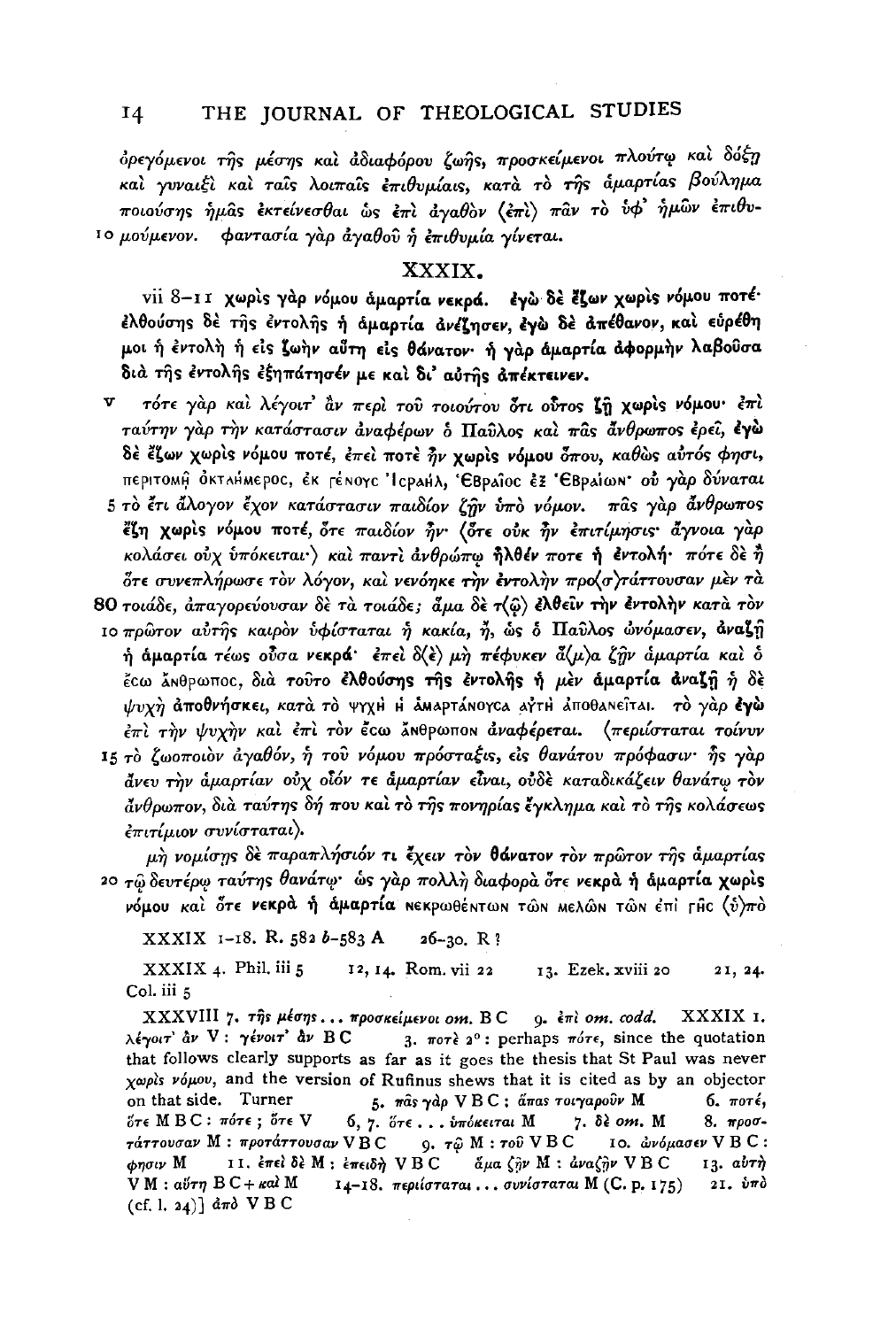ὀρεγόμενοι τῆς μέσης καὶ ἀδιαφόρου ζωῆς, προσκείμενοι πλούτῳ καὶ δόξῃ καὶ γυναιξὶ καὶ ταῖς λοιπαῖς ἐπιθυμίαις, κατὰ τὸ τῆς ἁμαρτίας βούλημα ποιούσης ἡμᾶς ἐκτείνεσθαι ὡς ἐπὶ ἀγαθὸν ⟨ἐπὶ⟩ πᾶν τὸ ὑφ᾽ ἡμῶν ἐπιθυ-
10 μούμενον. φαντασία γὰρ ἀγαθοῦ ἡ ἐπιθυμία γίνεται.

## XXXIX.

vii 8–11 **χωρὶς γὰρ νόμου ἁμαρτία νεκρά. ἐγὼ δὲ ἔζων χωρὶς νόμου ποτέ· ἐλθούσης δὲ τῆς ἐντολῆς ἡ ἁμαρτία ἀνέζησεν, ἐγὼ δὲ ἀπέθανον, καὶ εὑρέθη μοι ἡ ἐντολὴ ἡ εἰς ζωὴν αὕτη εἰς θάνατον· ἡ γὰρ ἁμαρτία ἀφορμὴν λαβοῦσα διὰ τῆς ἐντολῆς ἐξηπάτησέν με καὶ δι᾽ αὐτῆς ἀπέκτεινεν.**

V τότε γὰρ καὶ λέγοιτ᾽ ἂν περὶ τοῦ τοιούτου ὅτι οὗτος **ζῇ χωρὶς νόμου**· ἐπὶ ταύτην γὰρ τὴν κατάστασιν ἀναφέρων ὁ Παῦλος καὶ πᾶς ἄνθρωπος ἐρεῖ, **ἐγὼ δὲ ἔζων χωρὶς νόμου ποτέ**, ἐπεὶ ποτὲ ἦν χωρὶς νόμου ὅπου, καθὼς αὐτός φησι, ΠΕΡΙΤΟΜῌ ὈΚΤΑΗΜΕΡΟΣ, ἘΚ ΓΈΝΟΥΣ ἸΣΡΑΗΛ, ἙΒΡΑῖΟΣ ἘΞ ἙΒΡΑΊΩΝ· οὐ γὰρ δύναται
5 τὸ ἔτι ἄλογον ἔχον κατάστασιν παιδίον ζῆν ὑπὸ νόμον. πᾶς γὰρ ἄνθρωπος **ἔζη χωρὶς νόμου ποτέ**, ὅτε παιδίον ἦν· ⟨ὅτε οὐκ ἦν ἐπιτίμησις· ἄγνοια γὰρ κολάσει οὐχ ὑπόκειται·⟩ καὶ παντὶ ἀνθρώπῳ **ἦλθέν** ποτε **ἡ ἐντολή**· πότε δὲ ἤ ὅτε συνεπλήρωσε τὸν λόγον, καὶ νενόηκε **τὴν ἐντολὴν** προ⟨σ⟩τάττουσαν μὲν τὰ
80 τοιάδε, ἀπαγορεύουσαν δὲ τὰ τοιάδε; ἅμα δὲ τ⟨ῷ⟩ **ἐλθεῖν τὴν ἐντολὴν** κατὰ τὸν
10 πρῶτον αὐτῆς καιρὸν ὑφίσταται ἡ κακία, ἤ, ὡς ὁ Παῦλος ὠνόμασεν, **ἀναζῇ ἡ ἁμαρτία** τέως οὖσα **νεκρά**· ἐπεὶ δ⟨ὲ⟩ μὴ πέφυκεν ἅ⟨μ⟩α ζῆν ἁμαρτία καὶ ὁ ἔσω ἄνθρωπος, διὰ τοῦτο **ἐλθούσης τῆς ἐντολῆς ἡ** μὲν **ἁμαρτία ἀναζῇ** ἡ δὲ ψυχὴ **ἀποθνήσκει**, κατὰ τὸ ΨΥΧῊ Ἡ ἉΜΑΡΤΆΝΟΥΣΑ ΑὐΤῊ ἈΠΟΘΑΝΕῖΤΑΙ. τὸ γὰρ **ἐγὼ** ἐπὶ τὴν ψυχὴν καὶ ἐπὶ τὸν ἔσω ἄνθρωπον ἀναφέρεται. ⟨περιίσταται τοίνυν
15 τὸ ζωοποιὸν ἀγαθόν, ἡ τοῦ νόμου πρόσταξις, εἰς θανάτου πρόφασιν· ἧς γὰρ ἄνευ τὴν ἁμαρτίαν οὐχ οἷόν τε ἁμαρτίαν εἶναι, οὐδὲ καταδικάζειν θανάτῳ τὸν ἄνθρωπον, διὰ ταύτης δή που καὶ τὸ τῆς πονηρίας ἔγκλημα καὶ τὸ τῆς κολάσεως ἐπιτίμιον συνίσταται⟩.

μὴ νομίσῃς δὲ παραπλήσιόν τι ἔχειν τὸν **θάνατον** τὸν πρῶτον τῆς ἁμαρτίας
20 τῷ δευτέρῳ ταύτης θανάτῳ· ὡς γὰρ πολλὴ διαφορὰ ὅτε **νεκρὰ ἡ ἁμαρτία χωρὶς νόμου** καὶ ὅτε **νεκρὰ ἡ ἁμαρτία** ΝΕΚΡΩΘΈΝΤΩΝ ΤΩ͂Ν ΜΕΛΩ͂Ν ΤΩ͂Ν ἘΠῚ ΓΗ͂Σ ⟨ὑ⟩πὸ

XXXIX 1–18. R. 582 *b*–583 A 26–30. R ?

XXXIX 4. Phil. iii 5 12, 14. Rom. vii 22 13. Ezek. xviii 20 21, 24. Col. iii 5

XXXVIII 7. τῆς μέσης ... προσκείμενοι *om.* B C 9. ἐπὶ *om. codd.* XXXIX 1. λέγοιτ᾽ ἂν V: γένοιτ᾽ ἂν B C 3. ποτὲ 2°: perhaps πότε, since the quotation that follows clearly supports as far as it goes the thesis that St Paul was never χωρὶς νόμου, and the version of Rufinus shews that it is cited as by an objector on that side. Turner 5. πᾶς γὰρ V B C: ἅπας τοιγαροῦν M 6. ποτέ, ὅτε M B C: πότε; ὅτε V 6, 7. ὅτε ... ὑπόκειται M 7. δὲ *om.* M 8. προστάττουσαν M: προτάττουσαν V B C 9. τῷ M: τοῦ V B C 10. ὠνόμασεν V B C: φησιν M 11. ἐπεὶ δὲ M: ἐπειδὴ V B C ἅμα ζῆν M: ἀναζῆν V B C 13. αὐτὴ V M: αὕτη B C + καὶ M 14–18. περιίσταται ... συνίσταται M (C. p. 175) 21. ὑπὸ (cf. l. 24)] ἀπὸ V B C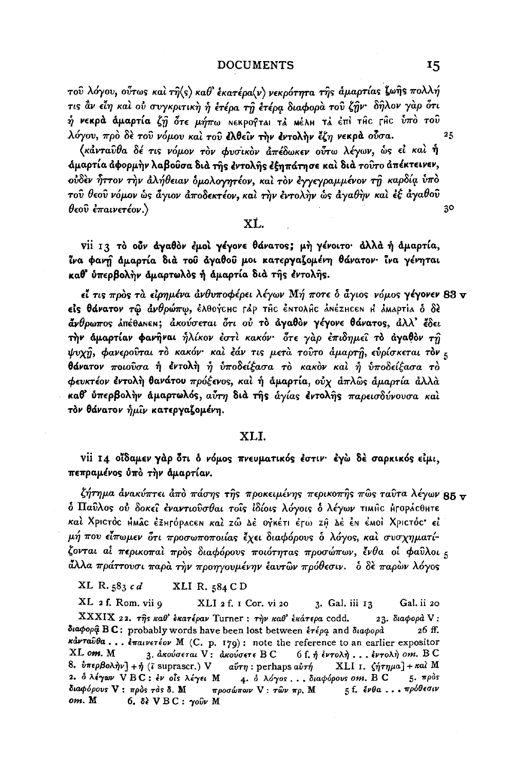τοῦ λόγου, οὕτως καὶ τῆ(ς) καθ' ἑκατέρα(ν) νεκρότητα τῆς ἁμαρτίας ζωῆς πολλή τις ἂν εἴη καὶ οὐ συγκριτικὴ ἡ ἑτέρα τῇ ἑτέρᾳ διαφορὰ τοῦ ζῆν· δῆλον γὰρ ὅτι ἡ νεκρὰ ἁμαρτία ζῇ ὅτε μήπω νεκροῦται τὰ μέλη τὰ ἐπὶ τῆς γῆς ὑπὸ τοῦ λόγου, πρὸ δὲ τοῦ νόμου καὶ τοῦ ἐλθεῖν τὴν ἐντολὴν ἔζη νεκρὰ οὖσα. 25

(κἀνταῦθα δέ τις νόμον τὸν φυσικὸν ἀπέδωκεν οὕτω λέγων, ὡς εἰ καὶ **ἡ ἁμαρτία ἀφορμὴν λαβοῦσα διὰ τῆς ἐντολῆς ἐξηπάτησε καὶ διὰ τοῦτο ἀπέκτεινεν**, οὐδὲν ἧττον τὴν ἀλήθειαν ὁμολογητέον, καὶ τὸν ἐγγεγραμμένον τῇ καρδίᾳ ὑπὸ τοῦ θεοῦ νόμον ὡς ἅγιον ἀποδεκτέον, καὶ τὴν ἐντολὴν ὡς ἀγαθὴν καὶ ἐξ ἀγαθοῦ θεοῦ ἐπαινετέον.) 30

## XL.

**vii 13 τὸ οὖν ἀγαθὸν ἐμοὶ γέγονε θάνατος; μὴ γένοιτο· ἀλλὰ ἡ ἁμαρτία, ἵνα φανῇ ἁμαρτία διὰ τοῦ ἀγαθοῦ μοι κατεργαζομένη θάνατον· ἵνα γένηται καθ' ὑπερβολὴν ἁμαρτωλὸς ἡ ἁμαρτία διὰ τῆς ἐντολῆς.**

εἴ τις πρὸς τὰ εἰρημένα ἀνθυποφέρει λέγων Μή ποτε ὁ ἅγιος νόμος **γέγονεν** 83 v **εἰς θάνατον** τῷ ἀνθρώπῳ, ἐλθούσης γὰρ τῆς ἐντολῆς ἀνέζησεν ἡ ἁμαρτία ὁ δὲ ἄνθρωπος ἀπέθανεν; ἀκούσεται ὅτι οὐ **τὸ ἀγαθὸν γέγονε θάνατος**, ἀλλ' ἔδει **τὴν ἁμαρτίαν φανῆναι** ἡλίκον ἐστὶ κακόν· ὅτε γὰρ ἐπιδημεῖ **τὸ ἀγαθὸν** τῇ ψυχῇ, φανεροῦται τὸ κακόν· καὶ ἐάν τις μετὰ τοῦτο ἁμαρτῇ, εὑρίσκεται **τὸν** 5 **θάνατον** ποιοῦσα ἡ **ἐντολὴ** ἡ ὑποδείξασα τὸ κακὸν καὶ ἡ ὑποδείξασα τὸ φευκτέον ἐντολὴ θανάτου πρόξενος, καὶ **ἡ ἁμαρτία**, οὐχ ἁπλῶς ἁμαρτία ἀλλὰ **καθ' ὑπερβολὴν ἁμαρτωλός**, αὕτη **διὰ τῆς** ἁγίας **ἐντολῆς** παρεισδύνουσα καὶ **τὸν θάνατον** ἡμῖν **κατεργαζομένη.**

## XLI.

**vii 14 οἴδαμεν γὰρ ὅτι ὁ νόμος πνευματικός ἐστιν· ἐγὼ δὲ σαρκικός εἰμι, πεπραμένος ὑπὸ τὴν ἁμαρτίαν.**

ζήτημα ἀνακύπτει ἀπὸ πάσης τῆς προκειμένης περικοπῆς πῶς ταῦτα λέγων 85 v ὁ Παῦλος οὐ δοκεῖ ἐναντιοῦσθαι τοῖς ἰδίοις λόγοις ὁ λέγων τιμῆς ἠγοράσθητε καὶ Χριστὸς ἡμᾶς ἐξηγόρασεν καὶ ζῶ δὲ οὐκέτι ἐγώ ζῇ δὲ ἐν ἐμοὶ Χριστός· εἰ μή που εἴπωμεν ὅτι προσωποποιίας ἔχει διαφόρους ὁ λόγος, καὶ συσχηματίζονται αἱ περικοπαὶ πρὸς διαφόρους ποιότητας προσώπων, ἔνθα οἱ φαῦλοι 5 ἄλλα πράττουσι παρὰ τὴν προηγουμένην ἑαυτῶν πρόθεσιν. ὁ δὲ παρὼν λόγος

XL R. 583 *c d* XLI R. 584 C D

XL 2 f. Rom. vii 9 XLI 2 f. 1 Cor. vi 20 3. Gal. iii 13 Gal. ii 20

XXXIX 22. τῆς καθ' ἑκατέραν Turner : τὴν καθ' ἑκάτερα codd. 23. διαφορὰ V : διαφορᾷ B C : probably words have been lost between ἑτέρᾳ and διαφορὰ 26 ff. κἀνταῦθα . . . ἐπαινετέον M (C. p. 179) : note the reference to an earlier expositor XL *om.* M 3. ἀκούσεται V : ἀκούσετε B C 6 f. ἡ ἐντολὴ . . . ἐντολὴ *om.* B C 8. ὑπερβολὴν] + ἡ (ϊ suprascr.) V αὕτη : perhaps αὐτή XLI 1. ζήτημα] + καὶ M 2. ὁ λέγων V B C : ἐν οἷς λέγει M 4. ὁ λόγος . . . διαφόρους *om.* B C 5. πρὸς διαφόρους V : πρὸς τὰς δ. M προσώπων V : τῶν πρ. M 5 f. ἔνθα . . . πρόθεσιν *om.* M 6. δὲ V B C : γοῦν M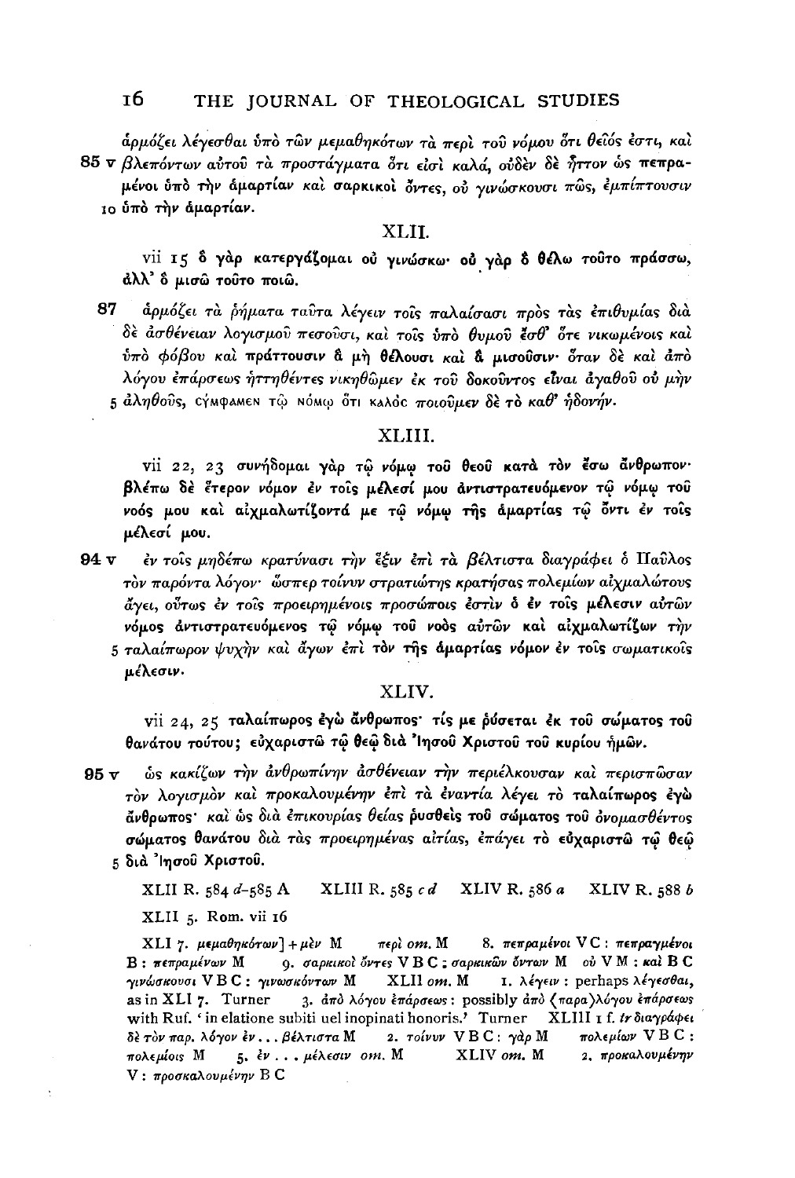ἁρμόζει λέγεσθαι ὑπὸ τῶν μεμαθηκότων τὰ περὶ τοῦ νόμου ὅτι θεῖός ἐστι, καὶ
85 v βλεπόντων αὐτοῦ τὰ προστάγματα ὅτι εἰσὶ καλά, οὐδὲν δὲ ἧττον ὡς πεπραμένοι ὑπὸ τὴν ἁμαρτίαν καὶ σαρκικοὶ ὄντες, οὐ γινώσκουσι πῶς, ἐμπίπτουσιν
10 ὑπὸ τὴν ἁμαρτίαν.

## XLII.

vii 15 **ὃ γὰρ κατεργάζομαι οὐ γινώσκω· οὐ γὰρ ὃ θέλω τοῦτο πράσσω, ἀλλ' ὃ μισῶ τοῦτο ποιῶ.**

87 ἁρμόζει τὰ ῥήματα ταῦτα λέγειν τοῖς παλαίσασι πρὸς τὰς ἐπιθυμίας διὰ δὲ ἀσθένειαν λογισμοῦ πεσοῦσι, καὶ τοῖς ὑπὸ θυμοῦ ἔσθ' ὅτε νικωμένοις καὶ ὑπὸ φόβου καὶ πράττουσιν ἃ μὴ θέλουσι καὶ ἃ μισοῦσιν· ὅταν δὲ καὶ ἀπὸ λόγου ἐπάρσεως ἡττηθέντες νικηθῶμεν ἐκ τοῦ δοκοῦντος εἶναι ἀγαθοῦ οὐ μὴν
5 ἀληθοῦς, ΣΥΜΦΑΜΕΝ ΤΩ͂ ΝΟΜΩ ὅτι ΚΑΛΟΣ ποιοῦμεν δὲ τὸ καθ' ἡδονήν.

## XLIII.

vii 22, 23 **συνήδομαι γὰρ τῷ νόμῳ τοῦ θεοῦ κατὰ τὸν ἔσω ἄνθρωπον· βλέπω δὲ ἕτερον νόμον ἐν τοῖς μέλεσί μου ἀντιστρατευόμενον τῷ νόμῳ τοῦ νοός μου καὶ αἰχμαλωτίζοντά με τῷ νόμῳ τῆς ἁμαρτίας τῷ ὄντι ἐν τοῖς μέλεσί μου.**

94 v ἐν τοῖς μηδέπω κρατύνασι τὴν ἕξιν ἐπὶ τὰ βέλτιστα διαγράφει ὁ Παῦλος τὸν παρόντα λόγον· ὥσπερ τοίνυν στρατιώτης κρατήσας πολεμίων αἰχμαλώτους ἄγει, οὕτως ἐν τοῖς προειρημένοις προσώποις ἐστὶν ὁ **ἐν τοῖς μέλεσιν** αὐτῶν **νόμος ἀντιστρατευόμενος τῷ νόμῳ τοῦ νοὸς** αὐτῶν **καὶ αἰχμαλωτίζων** τὴν
5 ταλαίπωρον ψυχὴν καὶ ἄγων ἐπὶ **τὸν τῆς ἁμαρτίας νόμον ἐν τοῖς** σωματικοῖς **μέλεσιν.**

## XLIV.

vii 24, 25 **ταλαίπωρος ἐγὼ ἄνθρωπος· τίς με ῥύσεται ἐκ τοῦ σώματος τοῦ θανάτου τούτου; εὐχαριστῶ τῷ θεῷ διὰ Ἰησοῦ Χριστοῦ τοῦ κυρίου ἡμῶν.**

95 v ὡς κακίζων τὴν ἀνθρωπίνην ἀσθένειαν τὴν περιέλκουσαν καὶ περισπῶσαν τὸν λογισμὸν καὶ προκαλουμένην ἐπὶ τὰ ἐναντία λέγει τὸ **ταλαίπωρος ἐγὼ ἄνθρωπος**· καὶ ὡς διὰ ἐπικουρίας θείας **ῥυσθεὶς τοῦ σώματος** τοῦ ὀνομασθέντος **σώματος θανάτου** διὰ τὰς προειρημένας αἰτίας, ἐπάγει τὸ **εὐχαριστῶ τῷ θεῷ**
5 **διὰ Ἰησοῦ Χριστοῦ.**

XLII R. 584 *d*–585 A  XLIII R. 585 *c d*  XLIV R. 586 *a*  XLIV R. 588 *b*

XLII 5. Rom. vii 16

XLI 7. *μεμαθηκότων*] + *μὲν* M  *περὶ* om. M  8. *πεπραμένοι* V C : *πεπραγμένοι* B : *πεπραμένων* M  9. *σαρκικοὶ ὄντες* V B C : *σαρκικῶν ὄντων* M  *οὐ* V M : *καὶ* B C  *γινώσκουσι* V B C : *γινωσκόντων* M  XLII om. M  1. *λέγειν* : perhaps *λέγεσθαι*, as in XLI 7. Turner  3. *ἀπὸ λόγου ἐπάρσεως* : possibly *ἀπὸ* ⟨*παρα*⟩*λόγου ἐπάρσεως* with Ruf. 'in elatione subiti uel inopinati honoris.' Turner  XLIII 1 f. *tr διαγράφει δὲ τὸν παρ. λόγον ἐν . . . βέλτιστα* M  2. *τοίνυν* V B C : *γὰρ* M  *πολεμίων* V B C : *πολεμίοις* M  5. *ἐν . . . μέλεσιν* om. M  XLIV om. M  2. *προκαλουμένην* V : *προσκαλουμένην* B C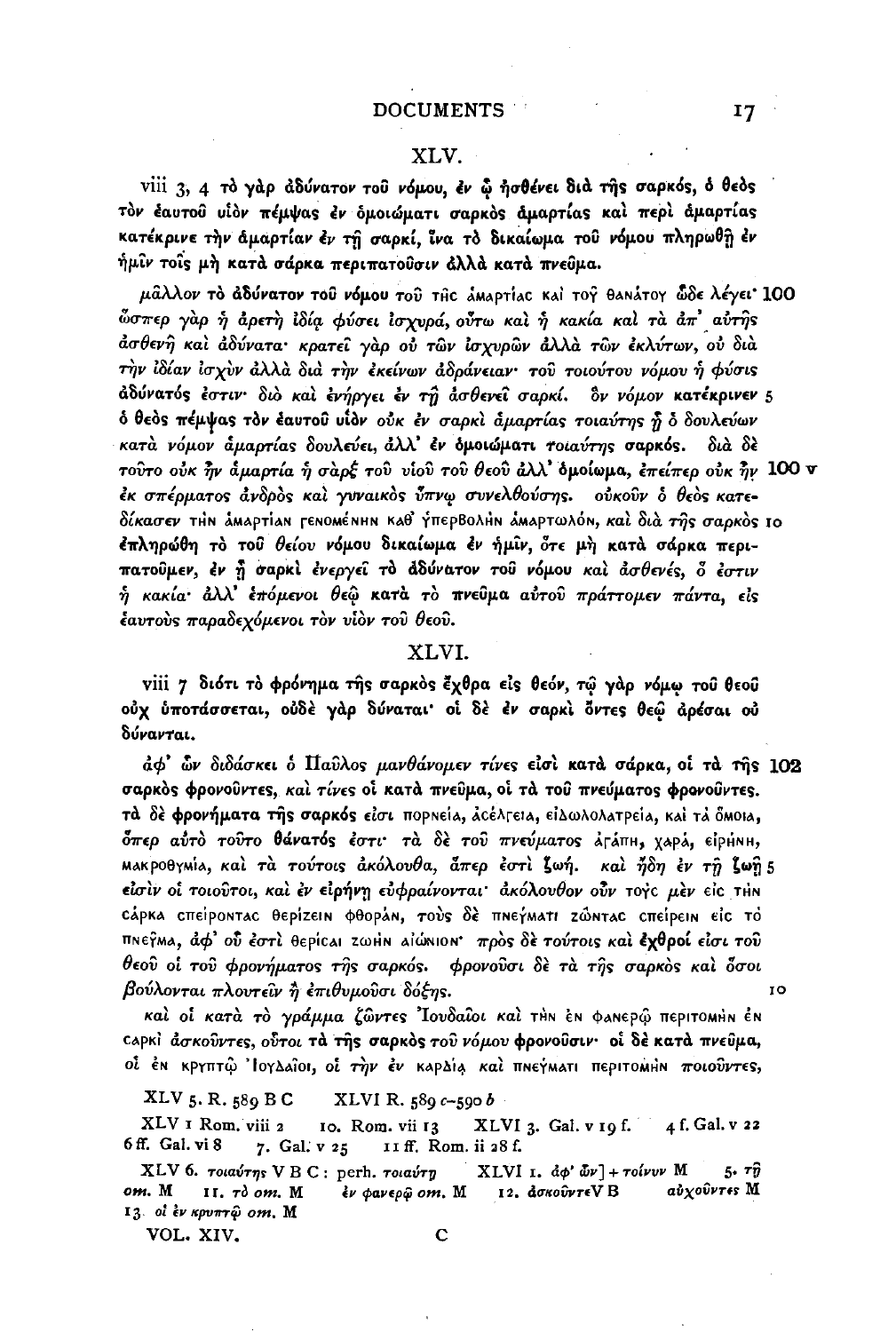## XLV.

viii 3, 4 **τὸ γὰρ ἀδύνατον τοῦ νόμου, ἐν ᾧ ἠσθένει διὰ τῆς σαρκός, ὁ θεὸς τὸν ἑαυτοῦ υἱὸν πέμψας ἐν ὁμοιώματι σαρκὸς ἁμαρτίας καὶ περὶ ἁμαρτίας κατέκρινε τὴν ἁμαρτίαν ἐν τῇ σαρκί, ἵνα τὸ δικαίωμα τοῦ νόμου πληρωθῇ ἐν ἡμῖν τοῖς μὴ κατὰ σάρκα περιπατοῦσιν ἀλλὰ κατὰ πνεῦμα.**

*μᾶλλον* **τὸ ἀδύνατον τοῦ νόμου** *τοῦ* ΤΗΣ ἈΜΑΡΤΊΑΣ ΚΑῚ ΤΟΥ̑ ΘΑΝΆΤΟΥ *ὧδε λέγει·* 100 *ὥσπερ γὰρ ἡ ἀρετὴ ἰδίᾳ φύσει ἰσχυρά, οὕτω καὶ ἡ κακία καὶ τὰ ἀπ' αὐτῆς ἀσθενῆ καὶ ἀδύνατα· κρατεῖ γὰρ οὐ τῶν ἰσχυρῶν ἀλλὰ τῶν ἐκλύτων, οὐ διὰ τὴν ἰδίαν ἰσχὺν ἀλλὰ διὰ τὴν ἐκείνων ἀδράνειαν· τοῦ τοιούτου νόμου ἡ φύσις* **ἀδύνατός** *ἐστιν· διὸ καὶ* **ἐνήργει ἐν τῇ** *ἀσθενεῖ* **σαρκί.** *ὃν νόμον* **κατέκρινεν** 5 **ὁ θεὸς πέμψας τὸν ἑαυτοῦ υἱὸν** *οὐκ* **ἐν σαρκὶ ἁμαρτίας** *τοιαύτης ᾗ ὁ δουλεύων κατὰ νόμον ἁμαρτίας δουλεύει,* **ἀλλ' ἐν ὁμοιώματι** *τοιαύτης* **σαρκός.** *διὰ δὲ τοῦτο οὐκ ἦν ἁμαρτία ἡ σὰρξ τοῦ υἱοῦ τοῦ θεοῦ* **ἀλλ' ὁμοίωμα,** *ἐπείπερ οὐκ ἦν* 100 v *ἐκ σπέρματος ἀνδρὸς καὶ γυναικὸς ὕπνῳ συνελθούσης. οὐκοῦν ὁ θεὸς κατεδίκασεν* ΤῊΝ ἉΜΑΡΤΊΑΝ ΓΕΝΟΜΈΝΗΝ ΚΑΘ' ὙΠΕΡΒΟΛῊΝ ἉΜΑΡΤΩΛΌΝ, *καὶ διὰ τῆς σαρκὸς* 10 **ἐπληρώθη τὸ** *τοῦ θείου* **νόμου δικαίωμα ἐν ἡμῖν,** *ὅτε* **μὴ κατὰ σάρκα περιπατοῦμεν,** *ἐν ᾗ* **σαρκὶ** *ἐνεργεῖ* **τὸ ἀδύνατον τοῦ νόμου** *καὶ ἀσθενές, ὅ ἐστιν ἡ κακία·* **ἀλλ'** *ἑπόμενοι θεῷ* **κατὰ τὸ πνεῦμα** *αὐτοῦ πράττομεν πάντα, εἰς ἑαυτοὺς παραδεχόμενοι τὸν υἱὸν τοῦ θεοῦ.*

## XLVI.

viii 7 **διότι τὸ φρόνημα τῆς σαρκὸς ἔχθρα εἰς θεόν, τῷ γὰρ νόμῳ τοῦ θεοῦ οὐχ ὑποτάσσεται, οὐδὲ γὰρ δύναται· οἱ δὲ ἐν σαρκὶ ὄντες θεῷ ἀρέσαι οὐ δύνανται.**

*ἀφ' ὧν διδάσκει ὁ Παῦλος μανθάνομεν τίνες εἰσὶ* **κατὰ σάρκα,** *οἱ* **τὰ τῆς** 102 **σαρκὸς φρονοῦντες,** *καὶ τίνες οἱ* **κατὰ πνεῦμα, οἱ τὰ τοῦ πνεύματος φρονοῦντες.** *τὰ δὲ* **φρονήματα τῆς σαρκός** *εἰσι* ΠΟΡΝΕΊΑ, ἈΣΈΛΓΕΙΑ, ΕἸΔΩΛΟΛΑΤΡΕΊΑ, ΚΑῚ ΤᾺ ὍΜΟΙΑ, *ὅπερ αὐτὸ τοῦτο* **θάνατός** *ἐστι· τὰ δὲ τοῦ πνεύματος* ἈΓΆΠΗ, ΧΑΡΆ, ΕἸΡΉΝΗ, ΜΑΚΡΟΘΥΜΊΑ, *καὶ τὰ τούτοις ἀκόλουθα, ἅπερ ἐστὶ* **ζωή.** *καὶ ἤδη ἐν τῇ* **ζωῇ** 5 *εἰσὶν οἱ τοιοῦτοι, καὶ ἐν* **εἰρήνῃ** *εὐφραίνονται· ἀκόλουθον οὖν* ΤΟῪΣ *μὲν* ΕἸΣ ΤῊΝ ΣΆΡΚΑ ΣΠΕΊΡΟΝΤΑΣ ΘΕΡΊΖΕΙΝ ΦΘΟΡΆΝ, *τοὺς δὲ* ΠΝΕΎΜΑΤΙ *ζῶντας* ΣΠΕΊΡΕΙΝ ΕἸΣ ΤῸ ΠΝΕΥ̑ΜΑ, *ἀφ' οὗ ἐστι* ΘΕΡΊΣΑΙ ΖΩῊΝ ΑἸΏΝΙΟΝ· *πρὸς δὲ τούτοις καὶ* **ἐχθροί** *εἰσι* **τοῦ θεοῦ** *οἱ τοῦ* **φρονήματος** *τῆς* **σαρκός.** *φρονοῦσι δὲ τὰ τῆς σαρκὸς καὶ ὅσοι βούλονται πλουτεῖν ἢ ἐπιθυμοῦσι δόξης.* 10

*καὶ οἱ κατὰ τὸ γράμμα ζῶντες Ἰουδαῖοι καὶ* ΤῊΝ ἘΝ ΦΑΝΕΡῼ̑ ΠΕΡΙΤΟΜῊΝ ἘΝ ΣΑΡΚῚ *ἀσκοῦντες, οὗτοι* **τὰ τῆς σαρκὸς** *τοῦ νόμου* **φρονοῦσιν· οἱ δὲ κατὰ πνεῦμα,** *οἱ* ἘΝ ΚΡΥΠΤῼ̑ ἸΟΥΔΑΙ̑ΟΙ, *οἱ τὴν ἐν* ΚΑΡΔΊᾼ *καὶ* ΠΝΕΎΜΑΤΙ ΠΕΡΙΤΟΜῊΝ *ποιοῦντες,*

XLV 5. R. 589 B C XLVI R. 589 *c*–590 *b*

XLV 1 Rom. viii 2 10. Rom. vii 13 XLVI 3. Gal. v 19 f. 4 f. Gal. v 22 6 ff. Gal. vi 8 7. Gal. v 25 11 ff. Rom. ii 28 f.

XLV 6. *τοιαύτης* V B C: perh. *τοιαύτῃ* XLVI 1. *ἀφ' ὧν*] + *τοίνυν* M 5. *τῇ om.* M 11. *τὸ om.* M *ἐν φανερῷ om.* M 12. *ἀσκοῦντε*V B *αὐχοῦντες* M 13. *οἱ ἐν κρυπτῷ om.* M

VOL. XIV. C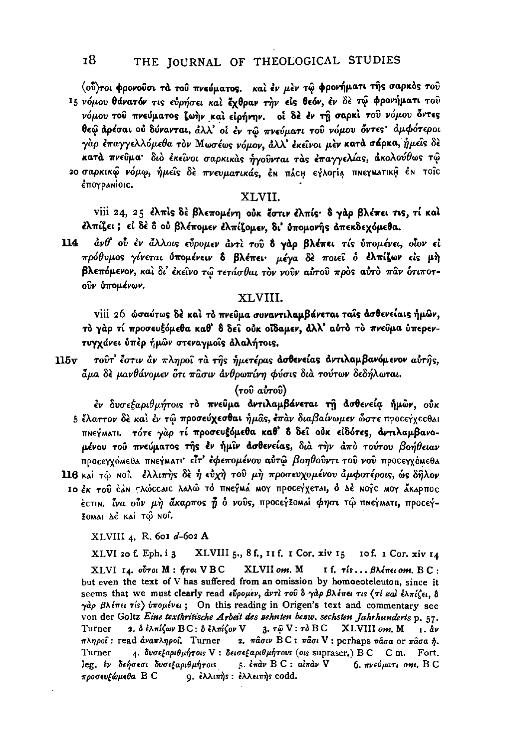(οὗ)τοι φρονοῦσι τὰ τοῦ πνεύματος. καὶ ἐν μὲν τῷ φρονήματι τῆς σαρκὸς τοῦ
15 νόμου θάνατόν τις εὑρήσει καὶ ἔχθραν τὴν εἰς θεόν, ἐν δὲ τῷ φρονήματι τοῦ νόμου τοῦ πνεύματος ζωὴν καὶ εἰρήνην. οἱ δὲ ἐν τῇ σαρκὶ τοῦ νόμου ὄντες θεῷ ἀρέσαι οὐ δύνανται, ἀλλ' οἱ ἐν τῷ πνεύματι τοῦ νόμου ὄντες· ἀμφότεροι γὰρ ἐπαγγελλόμεθα τὸν Μωσέως νόμον, ἀλλ' ἐκεῖνοι μὲν κατὰ σάρκα, ἡμεῖς δὲ κατὰ πνεῦμα· διὸ ἐκεῖνοι σαρκικὰς ἡγοῦνται τὰς ἐπαγγελίας, ἀκολούθως τῷ
20 σαρκικῷ νόμῳ, ἡμεῖς δὲ πνευματικάς, ἐν πάσῃ εὐλογίᾳ πνευματικῇ ἐν τοῖς ἐπουρανίοις.

## XLVII.

viii 24, 25 **ἐλπὶς δὲ βλεπομένη οὐκ ἔστιν ἐλπίς· ὃ γὰρ βλέπει τις, τί καὶ ἐλπίζει; εἰ δὲ ὃ οὐ βλέπομεν ἐλπίζομεν, δι' ὑπομονῆς ἀπεκδεχόμεθα.**

**114** ἀνθ' οὗ ἐν ἄλλοις εὕρομεν ἀντὶ τοῦ ὃ γὰρ βλέπει τίς ὑπομένει, οἷον εἰ πρόθυμος γίνεται ὑπομένειν ὃ βλέπει· μέγα δὲ ποιεῖ ὁ ἐλπίζων εἰς μὴ βλεπόμενον, καὶ δι' ἐκεῖνο τῷ τετάσθαι τὸν νοῦν αὐτοῦ πρὸς αὐτὸ πᾶν ὁτιποτοῦν ὑπομένων.

## XLVIII.

viii 26 **ὡσαύτως δὲ καὶ τὸ πνεῦμα συναντιλαμβάνεται ταῖς ἀσθενείαις ἡμῶν, τὸ γὰρ τί προσευξόμεθα καθ' ὃ δεῖ οὐκ οἴδαμεν, ἀλλ' αὐτὸ τὸ πνεῦμα ὑπερεντυγχάνει ὑπὲρ ἡμῶν στεναγμοῖς ἀλαλήτοις.**

**115v** τοῦτ' ἔστιν ἂν πληροῖ τὰ τῆς ἡμετέρας ἀσθενείας ἀντιλαμβανόμενον αὐτῆς, ἅμα δὲ μανθάνομεν ὅτι πᾶσιν ἀνθρωπίνη φύσις διὰ τούτων δεδήλωται.

(τοῦ αὐτοῦ)

ἐν δυσεξαριθμήτοις τὸ πνεῦμα ἀντιλαμβάνεται τῇ ἀσθενείᾳ ἡμῶν, οὐκ
5 ἔλαττον δὲ καὶ ἐν τῷ προσεύχεσθαι ἡμᾶς, ἐπὰν διαβαίνωμεν ὥστε προσεύχεσθαι πνεύματι. τότε γὰρ τί προσευξόμεθα καθ' ὃ δεῖ οὐκ εἰδότες, ἀντιλαμβανομένου τοῦ πνεύματος τῆς ἐν ἡμῖν ἀσθενείας, διὰ τὴν ἀπὸ τούτου βοήθειαν προσευχόμεθα πνεύματι· εἶτ' ἐφεπομένου αὐτῷ βοηθοῦντι τοῦ νοῦ προσευχόμεθα
**116** καὶ τῷ νοΐ. ἐλλιπὴς δὲ ἡ εὐχὴ τοῦ μὴ προσευχομένου ἀμφοτέροις, ὡς δῆλον
10 ἐκ τοῦ ἐὰν γλώσσαις λαλῶ τὸ πνεῦμά μου προσεύχεται, ὁ δὲ νοῦς μου ἄκαρπός ἐστιν. ἵνα οὖν μὴ ἄκαρπος ᾖ ὁ νοῦς, προσεύξομαί φησι τῷ πνεύματι, προσεύξομαι δὲ καὶ τῷ νοΐ.

XLVIII 4. R. 601 *d*–602 A

XLVI 20 f. Eph. i 3 XLVIII 5., 8 f., 11 f. 1 Cor. xiv 15 10 f. 1 Cor. xiv 14

XLVI 14. οὗτοι M : ἤτοι V B C XLVII *om.* M 1 f. τίς . . . βλέπει *om.* B C : but even the text of V has suffered from an omission by homoeoteleuton, since it seems that we must clearly read εὕρομεν, ἀντὶ τοῦ ὃ γὰρ βλέπει τις ⟨τί καὶ ἐλπίζει, ὃ γὰρ βλέπει τίς⟩ ὑπομένει; On this reading in Origen's text and commentary see von der Goltz *Eine textkritische Arbeit des zehnten bezw. sechsten Jahrhunderts* p. 57. Turner 2. ὁ ἐλπίζων B C : ὃ ἐλπίζον V 3. τῷ V : τὸ B C XLVIII *om.* M 1. ἂν πληροῖ : read ἀναπληροῖ. Turner 2. πᾶσιν B C : πᾶσι V : perhaps πᾶσα or πᾶσα ἡ. Turner 4. δυσεξαριθμήτοις V : δεισεξαριθμήτους (οις suprascr.) B C C m. Fort. leg. ἐν δεήσεσι δυσεξαριθμήτοις 5. ἐπὰν B C : αἰπὰν V 6. πνεύματι *om.* B C προσευξώμεθα B C 9. ἐλλιπὴς : ἐλλειπὴς codd.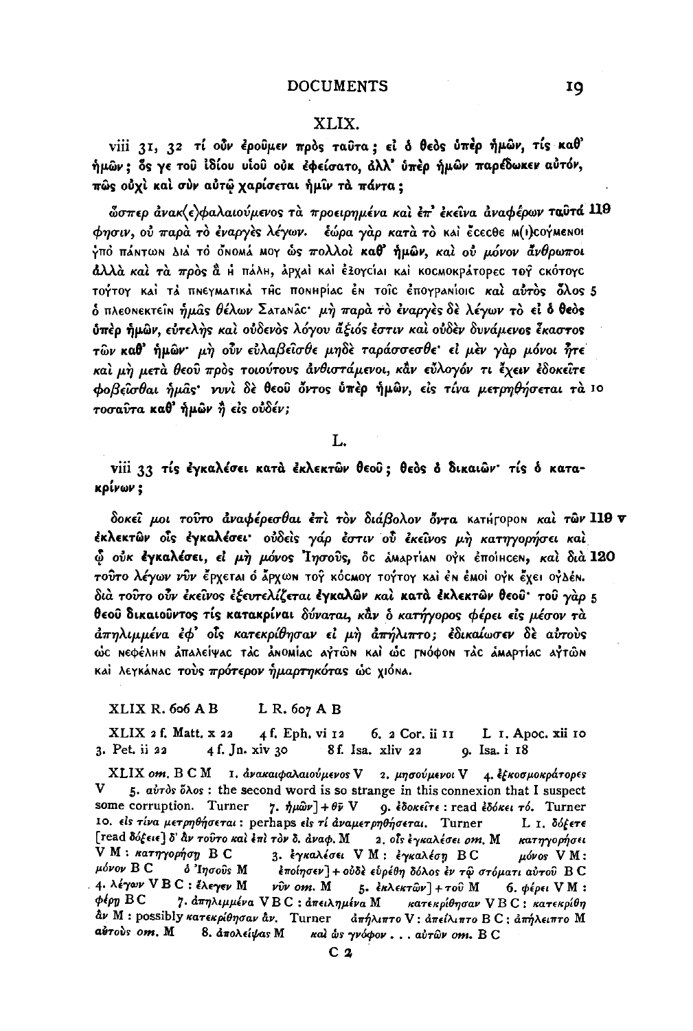## XLIX.

viii 31, 32 **τί οὖν ἐροῦμεν πρὸς ταῦτα; εἰ ὁ θεὸς ὑπὲρ ἡμῶν, τίς καθ' ἡμῶν; ὅς γε τοῦ ἰδίου υἱοῦ οὐκ ἐφείσατο, ἀλλ' ὑπὲρ ἡμῶν παρέδωκεν αὐτόν, πῶς οὐχὶ καὶ σὺν αὐτῷ χαρίσεται ἡμῖν τὰ πάντα;**

ὥσπερ ἀνακ⟨ε⟩φαλαιούμενος τὰ προειρημένα καὶ ἐπ' ἐκεῖνα ἀναφέρων ταῦτά 119 φησιν, οὐ παρὰ τὸ ἐναργὲς λέγων. ἑώρα γὰρ κατὰ τὸ καὶ ἔσεσθε μ(ι)σούμενοι ὑπὸ πάντων διὰ τὸ ὄνομά μου ὡς πολλοὶ **καθ'** ἡμῶν, καὶ οὐ μόνον ἄνθρωποι ἀλλὰ καὶ τὰ πρὸς ἃ ἡ πάλη, ἀρχαὶ καὶ ἐξουσίαι καὶ κοσμοκράτορες τοῦ σκότους τούτου καὶ τὰ πνευματικὰ τῆς πονηρίας ἐν τοῖς ἐπουρανίοις καὶ αὐτὸς ὅλος 5 ὁ πλεονεκτεῖν ἡμᾶς θέλων Σατανᾶς· μὴ παρὰ τὸ ἐναργὲς δὲ λέγων τὸ **εἰ ὁ θεὸς ὑπὲρ ἡμῶν**, εὐτελὴς καὶ οὐδενὸς λόγου ἄξιός ἐστιν καὶ οὐδὲν δυνάμενος ἕκαστος τῶν **καθ'** ἡμῶν· μὴ οὖν εὐλαβεῖσθε μηδὲ ταράσσεσθε· εἰ μὲν γὰρ μόνοι ἦτε καὶ μὴ μετὰ θεοῦ πρὸς τοιούτους ἀνθιστάμενοι, κἂν εὔλογόν τι ἔχειν ἐδοκεῖτε φοβεῖσθαι ἡμᾶς· νυνὶ δὲ θεοῦ ὄντος ὑπὲρ ἡμῶν, εἰς τίνα μετρηθήσεται τὰ 10 τοσαῦτα **καθ'** ἡμῶν ἢ εἰς οὐδέν;

## L.

viii 33 **τίς ἐγκαλέσει κατὰ ἐκλεκτῶν θεοῦ; θεὸς ὁ δικαιῶν· τίς ὁ κατακρίνων;**

δοκεῖ μοι τοῦτο ἀναφέρεσθαι ἐπὶ τὸν διάβολον ὄντα κατήγορον καὶ **τῶν** 119 v **ἐκλεκτῶν** οἷς **ἐγκαλέσει**· οὐδεὶς γάρ ἐστιν οὗ ἐκεῖνος μὴ κατηγορήσει καὶ ᾧ οὐκ **ἐγκαλέσει**, εἰ μὴ μόνος Ἰησοῦς, ὃς ἁμαρτίαν οὐκ ἐποίησεν, καὶ διὰ 120 τοῦτο λέγων νῦν ἔρχεται ὁ ἄρχων τοῦ κόσμου τούτου καὶ ἐν ἐμοὶ οὐκ ἔχει οὐδέν. διὰ τοῦτο οὖν ἐκεῖνος ἐξευτελίζεται **ἐγκαλῶν καὶ κατὰ ἐκλεκτῶν θεοῦ**· τοῦ γὰρ 5 **θεοῦ δικαιοῦντος τίς κατακρίναι** δύναται, κἂν ὁ κατήγορος φέρει εἰς μέσον τὰ ἀπηλιμμένα ἐφ' οἷς κατεκρίθησαν εἰ μὴ ἀπήλιπτο; ἐδικαίωσεν δὲ αὐτοὺς ὡς νεφέλην ἀπαλείψας τὰς ἀνομίας αὐτῶν καὶ ὡς γνόφον τὰς ἁμαρτίας αὐτῶν καὶ λευκάνας τοὺς πρότερον ἡμαρτηκότας ὡς χιόνα.

XLIX R. 606 A B L R. 607 A B

XLIX 2 f. Matt. x 22 4 f. Eph. vi 12 6. 2 Cor. ii 11 L 1. Apoc. xii 10 3. Pet. ii 22 4 f. Jn. xiv 30 8 f. Isa. xliv 22 9. Isa. i 18

XLIX *om.* B C M 1. ἀνακαιφαλαιούμενος V 2. μησούμενοι V 4. ἐξκοσμοκράτορες V 5. αὐτὸς ὅλος : the second word is so strange in this connexion that I suspect some corruption. Turner 7. ἡμῶν] + θῦ V 9. ἐδοκεῖτε : read ἐδόκει τό. Turner 10. εἰς τίνα μετρηθήσεται : perhaps εἰς τί ἀναμετρηθήσεται. Turner L 1. δόξετε [read δόξειε] δ' ἂν τοῦτο καὶ ἐπὶ τὸν δ. ἀναφ. M 2. οἷς ἐγκαλέσει *om.* M κατηγορήσει V M : κατηγορήσῃ B C 3. ἐγκαλέσει V M : ἐγκαλέσῃ B C μόνος V M : μόνον B C ὁ Ἰησοῦς M ἐποίησεν] + οὐδὲ εὑρέθη δόλος ἐν τῷ στόματι αὐτοῦ B C 4. λέγων V B C : ἔλεγεν M νῦν *om.* M 5. ἐκλεκτῶν] + τοῦ M 6. φέρει V M : φέρῃ B C 7. ἀπηλιμμένα V B C : ἀπειλημένα M κατεκρίθησαν V B C : κατεκρίθη ἂν M : possibly κατεκρίθησαν ἄν. Turner ἀπήλιπτο V : ἀπείλιπτο B C : ἀπήλειπτο M αὐτοὺς *om.* M 8. ἀπολείψας M καὶ ὡς γνόφον . . . αὐτῶν *om.* B C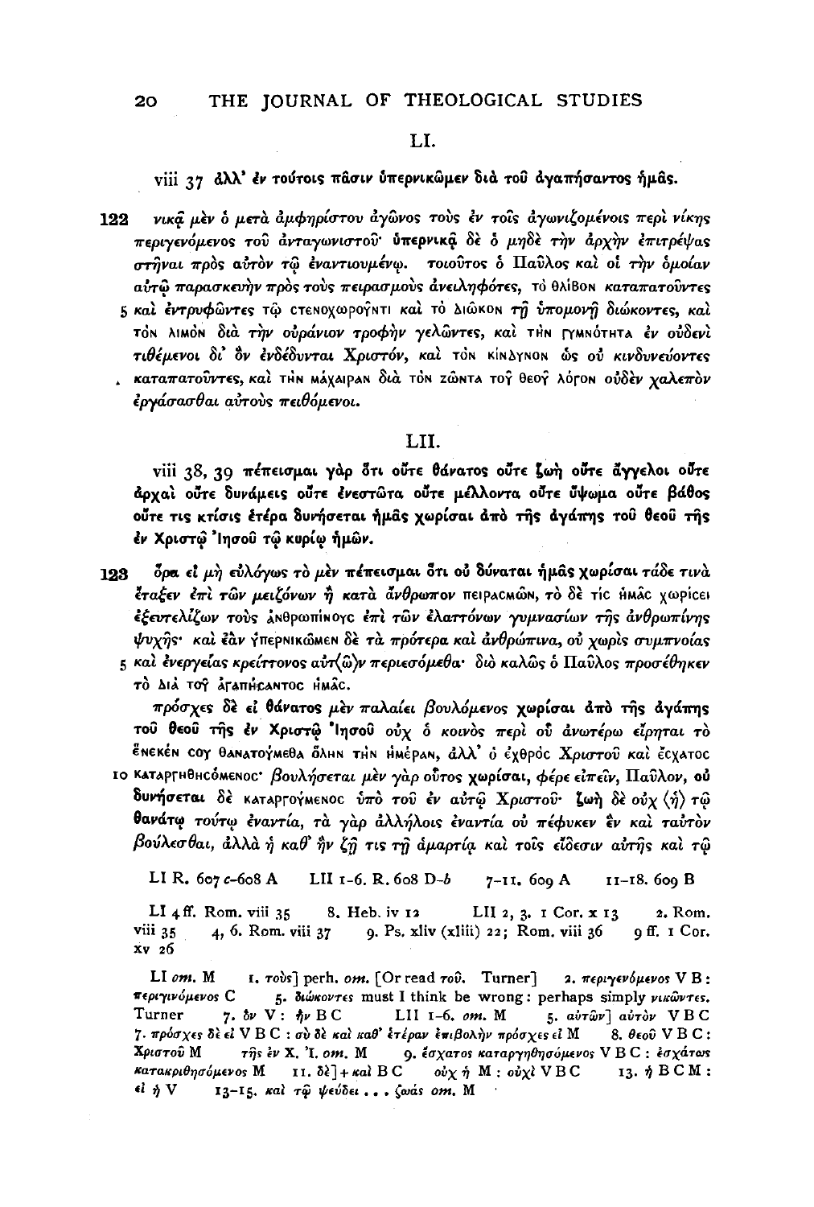LI.

viii 37 ἀλλ' ἐν τούτοις πᾶσιν ὑπερνικῶμεν διὰ τοῦ ἀγαπήσαντος ἡμᾶς.

**122** νικᾷ μὲν ὁ μετὰ ἀμφηρίστου ἀγῶνος τοὺς ἐν τοῖς ἀγωνιζομένοις περὶ νίκης περιγενόμενος τοῦ ἀνταγωνιστοῦ· ὑπερνικᾷ δὲ ὁ μηδὲ τὴν ἀρχὴν ἐπιτρέψας στῆναι πρὸς αὐτὸν τῷ ἐναντιουμένῳ. τοιοῦτος ὁ Παῦλος καὶ οἱ τὴν ὁμοίαν αὐτῷ παρασκευὴν πρὸς τοὺς πειρασμοὺς ἀνειληφότες, τὸ θλίβον καταπατοῦντες 5 καὶ ἐντρυφῶντες τῷ στενοχωροῦντι καὶ τὸ διώκον τῇ ὑπομονῇ διώκοντες, καὶ τὸν λιμὸν διὰ τὴν οὐράνιον τροφὴν γελῶντες, καὶ τὴν γυμνότητα ἐν οὐδενὶ τιθέμενοι δι' ὃν ἐνδέδυνται Χριστόν, καὶ τὸν κίνδυνον ὡς οὐ κινδυνεύοντες καταπατοῦντες, καὶ τὴν μάχαιραν διὰ τὸν ζῶντα τοῦ θεοῦ λόγον οὐδὲν χαλεπὸν ἐργάσασθαι αὐτοὺς πειθόμενοι.

LII.

viii 38, 39 πέπεισμαι γὰρ ὅτι οὔτε θάνατος οὔτε ζωὴ οὔτε ἄγγελοι οὔτε ἀρχαὶ οὔτε δυνάμεις οὔτε ἐνεστῶτα οὔτε μέλλοντα οὔτε ὕψωμα οὔτε βάθος οὔτε τις κτίσις ἑτέρα δυνήσεται ἡμᾶς χωρίσαι ἀπὸ τῆς ἀγάπης τοῦ θεοῦ τῆς ἐν Χριστῷ Ἰησοῦ τῷ κυρίῳ ἡμῶν.

**123** ὅρα εἰ μὴ εὐλόγως τὸ μὲν πέπεισμαι ὅτι οὐ δύναται ἡμᾶς χωρίσαι τάδε τινὰ ἔταξεν ἐπὶ τῶν μειζόνων ἢ κατὰ ἄνθρωπον πειρασμῶν, τὸ δὲ τίς ἡμᾶς χωρίσει ἐξευτελίζων τοὺς ἀνθρωπίνους ἐπὶ τῶν ἐλαττόνων γυμνασίων τῆς ἀνθρωπίνης ψυχῆς· καὶ ἐὰν ὑπερνικῶμεν δὲ τὰ πρότερα καὶ ἀνθρώπινα, οὐ χωρὶς συμπνοίας 5 καὶ ἐνεργείας κρείττονος αὐτ⟨ῶ⟩ν περιεσόμεθα· διὸ καλῶς ὁ Παῦλος προσέθηκεν τὸ διὰ τοῦ ἀγαπήσαντος ἡμᾶς.

πρόσχες δὲ εἰ θάνατος μὲν παλαίει βουλόμενος χωρίσαι ἀπὸ τῆς ἀγάπης τοῦ θεοῦ τῆς ἐν Χριστῷ Ἰησοῦ οὐχ ὁ κοινὸς περὶ οὗ ἀνωτέρω εἴρηται τὸ ἕνεκέν σου θανατούμεθα ὅλην τὴν ἡμέραν, ἀλλ' ὁ ἐχθρὸς Χριστοῦ καὶ ἔσχατος 10 καταργηθησόμενος· βουλήσεται μὲν γὰρ οὗτος χωρίσαι, φέρε εἰπεῖν, Παῦλον, οὐ δυνήσεται δὲ καταργούμενος ὑπὸ τοῦ ἐν αὐτῷ Χριστοῦ· ζωὴ δὲ οὐχ ⟨ἡ⟩ τῷ θανάτῳ τούτῳ ἐναντία, τὰ γὰρ ἀλλήλοις ἐναντία οὐ πέφυκεν ἓν καὶ ταὐτὸν βούλεσθαι, ἀλλὰ ἡ καθ' ἣν ζῇ τις τῇ ἁμαρτίᾳ καὶ τοῖς εἴδεσιν αὐτῆς καὶ τῷ

LI R. 607 c–608 A  LII 1–6. R. 608 D–*b*  7–11. 609 A  11–18. 609 B

LI 4 ff. Rom. viii 35  8. Heb. iv 12  LII 2, 3. 1 Cor. x 13  2. Rom. viii 35  4, 6. Rom. viii 37  9. Ps. xliv (xliii) 22; Rom. viii 36  9 ff. 1 Cor. xv 26

LI *om.* M  1. τοὺς] perh. *om.* [Or read τοῦ. Turner]  2. περιγενόμενος V B: περιγινόμενος C  5. διώκοντες must I think be wrong: perhaps simply νικῶντες. Turner  7. ὃν V: ἣν B C  LII 1–6. *om.* M  5. αὐτῶν] αὐτὸν V B C  7. πρόσχες δὲ εἰ V B C: σὺ δὲ καὶ καθ' ἑτέραν ἐπιβολὴν πρόσχες εἰ M  8. θεοῦ V B C: Χριστοῦ M  τῆς ἐν Χ. Ἰ. *om.* M  9. ἔσχατος καταργηθησόμενος V B C: ἐσχάτως κατακριθησόμενος M  11. δὲ] + καὶ B C  οὐχ ἡ M: οὐχὶ V B C  13. ἡ B C M: εἰ ἡ V  13–15. καὶ τῷ ψεύδει . . . ζωὰς *om.* M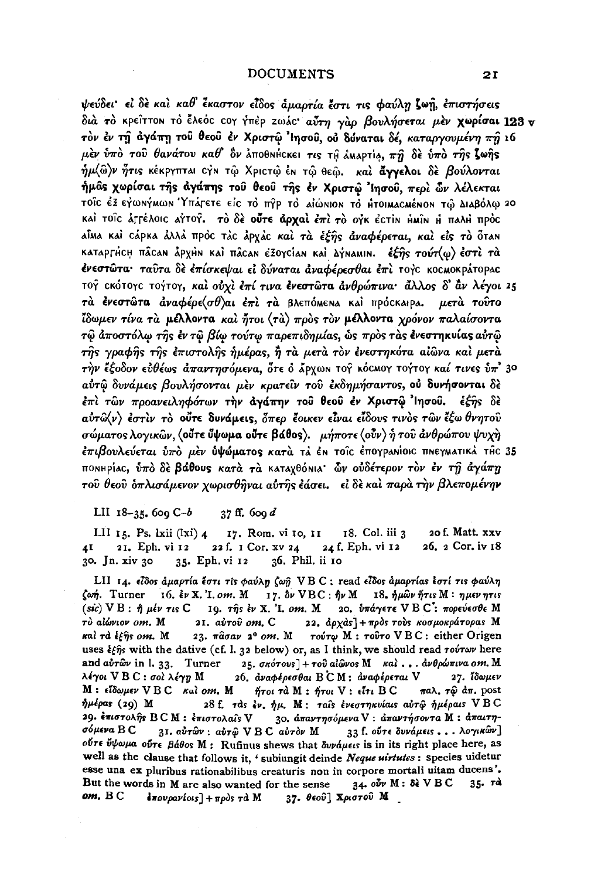ψεύδει· εἰ δὲ καὶ καθ' ἕκαστον εἶδος ἁμαρτία ἔστι τις φαύλη ζωή, ἐπιστήσεις διὰ τὸ ΚΡΕΙΤΤΟΝ ΤΟ ἘΛΕΟΣ ϹΟΥ ὙΠΕΡ ΖΩΑϹ· αὕτη γὰρ βουλήσεται μὲν **χωρίσαι** 123 v τὸν ἐν τῇ **ἀγάπῃ τοῦ θεοῦ** ἐν Χριστῷ Ἰησοῦ, οὐ δύναται δέ, καταργουμένη πῇ 16 μὲν ὑπὸ τοῦ θανάτου καθ' ὃν ἈΠΟΘΝΗϹΚΕΙ ΤΙϹ ΤΗ͂Ι ἉΜΑΡΤΙΑ͂Ι, πῇ δὲ ὑπὸ τῆς **ζωῆς** ἡμ⟨ῶ⟩ν ἥτις ΚΕΚΡΥΠΤΑΙ ϹΥΝ ΤΩ͂Ι ΧΡΙϹΤΩ͂Ι ἘΝ ΤΩ͂Ι ΘΕΩ͂Ι. καὶ **ἄγγελοι** δὲ βούλονται **ἡμᾶς χωρίσαι τῆς ἀγάπης τοῦ θεοῦ τῆς ἐν Χριστῷ Ἰησοῦ**, περὶ ὧν λέλεκται ΤΟΙ͂Ϲ ἘΞ ΕΥ̓ΩΝΥΜΩΝ ὟΠΑΓΕΤΕ ΕἸϹ ΤΟ ΠΥ͂Ρ ΤΟ ΑἸΩ͂ΝΙΟΝ ΤΟ ἩΤΟΙΜΑϹΜΕΝΟΝ ΤΩ͂Ι ΔΙΑΒΟΛΩ͂Ι 20 ΚΑΙ ΤΟΙ͂Ϲ ἈΓΓΕΛΟΙϹ ΑΥ̓ΤΟΥ͂. τὸ δὲ **οὔτε ἀρχαὶ** ἐπὶ τὸ ΟΥ̓Κ ἘϹΤΙΝ ἩΜΙ͂Ν Ἡ ΠΑΛΗ ΠΡΟϹ ΑἿΜΑ ΚΑΙ ϹΑΡΚΑ ἈΛΛΑ ΠΡΟϹ ΤΑϹ ἈΡΧΑϹ καὶ τὰ ἑξῆς ἀναφέρεται, καὶ εἰς τὸ ὍΤΑΝ ΚΑΤΑΡΓΗ͂ϹΗΙ ΠΑ͂ϹΑΝ ἈΡΧΗΝ ΚΑΙ ΠΑ͂ϹΑΝ ἘΞΟΥϹΙΑΝ ΚΑΙ ΔΥΝΑΜΙΝ. ἑξῆς τούτ⟨ῳ⟩ ἐστὶ τὰ **ἐνεστῶτα**· ταῦτα δὲ ἐπίσκεψαι εἰ δύναται ἀναφέρεσθαι ἐπὶ ΤΟῪϹ ΚΟϹΜΟΚΡΑΤΟΡΑϹ ΤΟΥ͂ ϹΚΟΤΟΥϹ ΤΟΥΤΟΥ, καὶ οὐχὶ ἐπί τινα **ἐνεστῶτα** ἀνθρώπινα· ἄλλος δ' ἂν λέγοι 25 τὰ **ἐνεστῶτα** ἀναφέρε⟨σθ⟩αι ἐπὶ τὰ ΒΛΕΠΟΜΕΝΑ ΚΑΙ ΠΡΟϹΚΑΙΡΑ. μετὰ τοῦτο ἴδωμεν τίνα τὰ **μέλλοντα** καὶ ἤτοι ⟨τὰ⟩ πρὸς τὸν **μέλλοντα** χρόνον παλαίοντα τῷ ἀποστόλῳ τῆς ἐν τῷ βίῳ τούτῳ παρεπιδημίας, ὡς πρὸς τὰς **ἐνεστηκυίας** αὐτῷ τῆς γραφῆς τῆς ἐπιστολῆς ἡμέρας, ἢ τὰ μετὰ τὸν **ἐνεστηκότα** αἰῶνα καὶ μετὰ τὴν ἔξοδον εὐθέως ἀπαντησόμενα, ὅτε ὁ ἌΡΧΩΝ ΤΟΥ͂ ΚΟϹΜΟΥ ΤΟΥΤΟΥ καί τινες ὑπ' 30 αὐτῷ δυνάμεις βουλήσονται μὲν κρατεῖν τοῦ ἐκδημήσαντος, οὐ **δυνήσονται** δὲ ἐπὶ τῶν προανειληφότων τὴν ἀγάπην τοῦ θεοῦ ἐν Χριστῷ Ἰησοῦ. ἑξῆς δὲ αὐτῶ⟨ν⟩ ἐστὶν τὸ **οὔτε δυνάμεις**, ὅπερ ἔοικεν εἶναι εἴδους τινὸς τῶν ἔξω θνητοῦ σώματος λογικῶν, ⟨**οὔτε ὕψωμα οὔτε βάθος**⟩. μήποτε ⟨οὖν⟩ ἡ τοῦ ἀνθρώπου ψυχὴ ἐπιβουλεύεται ὑπὸ μὲν **ὑψώματος** κατὰ ΤΑ ἘΝ ΤΟΙ͂Ϲ ἘΠΟΥΡΑΝΙΟΙϹ ΠΝΕΥΜΑΤΙΚΑ ΤΗ͂Ϲ 35 ΠΟΝΗΡΙΑϹ, ὑπὸ δὲ **βάθους** κατὰ τὰ ΚΑΤΑΧΘΟΝΙΑ· ὧν οὐδέτερον τὸν ἐν τῇ ἀγάπῃ τοῦ θεοῦ ὁπλισάμενον χωρισθῆναι αὐτῆς ἐάσει. εἰ δὲ καὶ παρὰ τὴν βλεπομένην

LII 18–35. 609 C–*b* 37 ff. 609 *d*

LII 15. Ps. lxii (lxi) 4 17. Rom. vi 10, 11 18. Col. iii 3 20 f. Matt. xxv 41 21. Eph. vi 12 22 f. 1 Cor. xv 24 24 f. Eph. vi 12 26. 2 Cor. iv 18 30. Jn. xiv 30 35. Eph. vi 12 36. Phil. ii 10

LII 14. εἶδος ἁμαρτία ἔστι τις φαύλη ζωή V B C : read εἶδος ἁμαρτίας ἐστί τις φαύλη ζωή. Turner 16. ἐν Χ. Ἰ. *om.* M 17. ὃν V B C : ἣν M 18. ἡμῶν ἥτις M : ημεν ητις (*sic*) V B : ἡ μέν τις C 19. τῆς ἐν Χ. Ἰ. *om.* M 20. ὑπάγετε V B C\* : πορεύεσθε M τὸ αἰώνιον *om.* M 21. αὐτοῦ *om.* C 22. ἀρχὰς] + πρὸς τοὺς κοσμοκράτορας M καὶ τὰ ἑξῆς *om.* M 23. πᾶσαν 2° *om.* M τούτῳ M : τοῦτο V B C : either Origen uses ἑξῆς with the dative (cf. l. 32 below) or, as I think, we should read τούτων here and αὐτῶν in l. 33. Turner 25. σκότους] + τοῦ αἰῶνος M καὶ . . . ἀνθρώπινα *om.* M λέγοι V B C : σοὶ λέγῃ M 26. ἀναφέρεσθαι B C M : ἀναφέρεται V 27. ἴδωμεν M : εἴδωμεν V B C καὶ *om.* M ἤτοι τὰ M : ἤτοι V : εἴτι B C παλ. τῷ ἀπ. post ἡμέρας (29) M 28 f. τὰς ἐν. ἡμ. M : ταῖς ἐνεστηκυίαις αὐτῷ ἡμέραις V B C 29. ἐπιστολῆς B C M : ἐπιστολαῖς V 30. ἀπαντησόμενα V : ἀπαντήσοντα M : ἀπαιτησόμενα B C 31. αὐτῶν : αὐτῷ V B C αὐτὸν M 33 f. οὔτε δυνάμεις . . . λογικῶν] οὔτε ὕψωμα οὔτε βάθος M : Rufinus shews that δυνάμεις is in its right place here, as well as the clause that follows it, 'subiungit deinde *Neque uirtutes* : species uidetur esse una ex pluribus rationabilibus creaturis non in corpore mortali uitam ducens'. But the words in M are also wanted for the sense 34. οὖν M : δὲ V B C 35. τὰ *om.* B C ἐπουρανίοις] + πρὸς τὰ M 37. θεοῦ] Χριστοῦ M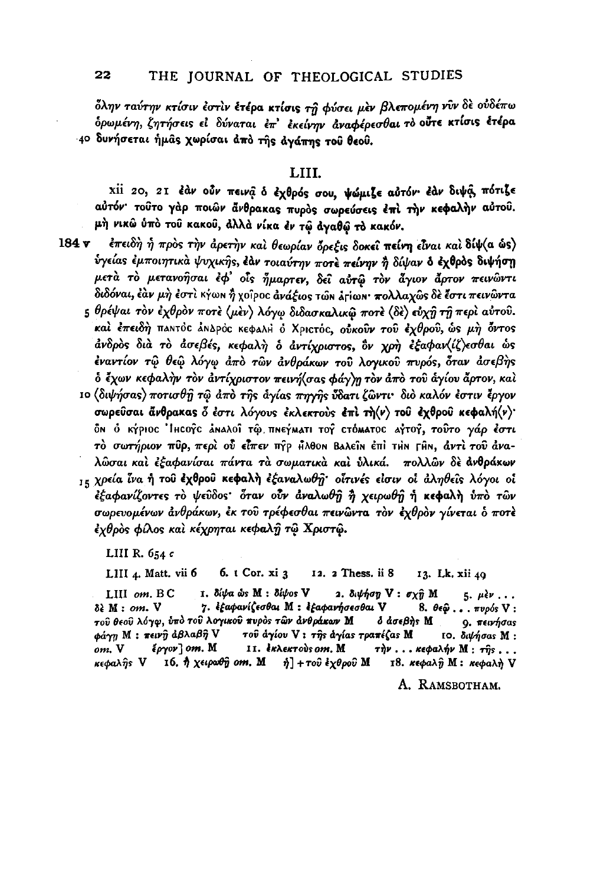ὅλην ταύτην κτίσιν ἐστὶν ἑτέρα κτίσις τῇ φύσει μὲν βλεπομένη νῦν δὲ οὐδέπω ὁρωμένη, ζητήσεις εἰ δύναται ἐπ' ἐκείνην ἀναφέρεσθαι τὸ οὔτε κτίσις ἑτέρα 40 δυνήσεται ἡμᾶς χωρίσαι ἀπὸ τῆς ἀγάπης τοῦ θεοῦ.

## LIII.

xii 20, 21 ἐὰν οὖν πεινᾷ ὁ ἐχθρός σου, ψώμιζε αὐτόν· ἐὰν διψᾷ, πότιζε αὐτόν· τοῦτο γὰρ ποιῶν ἄνθρακας πυρὸς σωρεύσεις ἐπὶ τὴν κεφαλὴν αὐτοῦ. μὴ νικῶ ὑπὸ τοῦ κακοῦ, ἀλλὰ νίκα ἐν τῷ ἀγαθῷ τὸ κακόν.

184 v ἐπειδὴ ἡ πρὸς τὴν ἀρετὴν καὶ θεωρίαν ὄρεξις δοκεῖ πείνη εἶναι καὶ δίψ⟨α ὡς⟩ ὑγείας ἐμποιητικὰ ψυχικῆς, ἐὰν τοιαύτην ποτὲ πείνην ἢ δίψαν ὁ ἐχθρὸς διψήσῃ μετὰ τὸ μετανοῆσαι ἐφ' οἷς ἥμαρτεν, δεῖ αὐτῷ τὸν ἅγιον ἄρτον πεινῶντι διδόναι, ἐὰν μὴ ἐστὶ κύων ἢ χοῖρος ἀνάξιος τῶν ἁγίων· πολλαχῶς δὲ ἔστι πεινῶντα 5 θρέψαι τὸν ἐχθρὸν ποτὲ ⟨μὲν⟩ λόγῳ διδασκαλικῷ ποτὲ ⟨δὲ⟩ εὐχῇ τῇ περὶ αὐτοῦ. καὶ ἐπειδὴ παντὸς ἀνδρὸς κεφαλὴ ὁ Χριστός, οὐκοῦν τοῦ ἐχθροῦ, ὡς μὴ ὄντος ἀνδρὸς διὰ τὸ ἀσεβές, κεφαλὴ ὁ ἀντίχριστος, ὃν χρὴ ἐξαφαν⟨ίζ⟩εσθαι ὡς ἐναντίον τῷ θεῷ λόγῳ ἀπὸ τῶν ἀνθράκων τοῦ λογικοῦ πυρός, ὅταν ἀσεβὴς ὁ ἔχων κεφαλὴν τὸν ἀντίχριστον πεινή⟨σας φάγ⟩ῃ τὸν ἀπὸ τοῦ ἁγίου ἄρτον, καὶ 10 ⟨διψήσας⟩ ποτισθῇ τῷ ἀπὸ τῆς ἁγίας πηγῆς ὕδατι ζῶντι· διὸ καλόν ἐστιν ἔργον σωρεῦσαι ἄνθρακας ὅ ἐστι λόγους ἐκλεκτοὺς ἐπὶ τὴ⟨ν⟩ τοῦ ἐχθροῦ κεφαλή⟨ν⟩· ὃν ὁ κύριος Ἰησοῦς ἀναλοῖ τῷ πνεύματι τοῦ στόματος αὐτοῦ, τοῦτο γάρ ἐστι τὸ σωτήριον πῦρ, περὶ οὗ εἶπεν πῦρ ἦλθον βαλεῖν ἐπὶ τὴν γῆν, ἀντὶ τοῦ ἀναλῶσαι καὶ ἐξαφανίσαι πάντα τὰ σωματικὰ καὶ ὑλικά. πολλῶν δὲ ἀνθράκων 15 χρεία ἵνα ἡ τοῦ ἐχθροῦ κεφαλὴ ἐξαναλωθῇ· οἵτινές εἰσιν οἱ ἀληθεῖς λόγοι οἱ ἐξαφανίζοντες τὸ ψεῦδος· ὅταν οὖν ἀναλωθῇ ἢ χειρωθῇ ἡ κεφαλὴ ὑπὸ τῶν σωρευομένων ἀνθράκων, ἐκ τοῦ τρέφεσθαι πεινῶντα τὸν ἐχθρὸν γίνεται ὁ ποτὲ ἐχθρὸς φίλος καὶ κέχρηται κεφαλῇ τῷ Χριστῷ.

LIII R. 654 *c*

LIII 4. Matt. vii 6 6. 1 Cor. xi 3 12. 2 Thess. ii 8 13. Lk. xii 49

LIII *om.* B C 1. δίψα ὡς M : δίψος V 2. διψήσῃ V : σχῇ M 5. μὲν ... δὲ M : *om.* V 7. ἐξαφανίζεσθαι M : ἐξαφανήσεσθαι V 8. θεῷ ... πυρός V : τοῦ θεοῦ λόγῳ, ὑπὸ τοῦ λογικοῦ πυρὸς τῶν ἀνθράκων M ὁ ἀσεβὴς M 9. πεινήσας φάγῃ M : πεινῇ ἀβλαβῇ V τοῦ ἁγίου V : τῆς ἁγίας τραπέζας M 10. διψήσας M : *om.* V ἔργον] *om.* M 11. ἐκλεκτοὺς *om.* M τὴν ... κεφαλήν M : τῆς ... κεφαλῆς V 16. ἢ χειρωθῇ *om.* M ἡ] + τοῦ ἐχθροῦ M 18. κεφαλῇ M : κεφαλὴ V

A. RAMSBOTHAM.